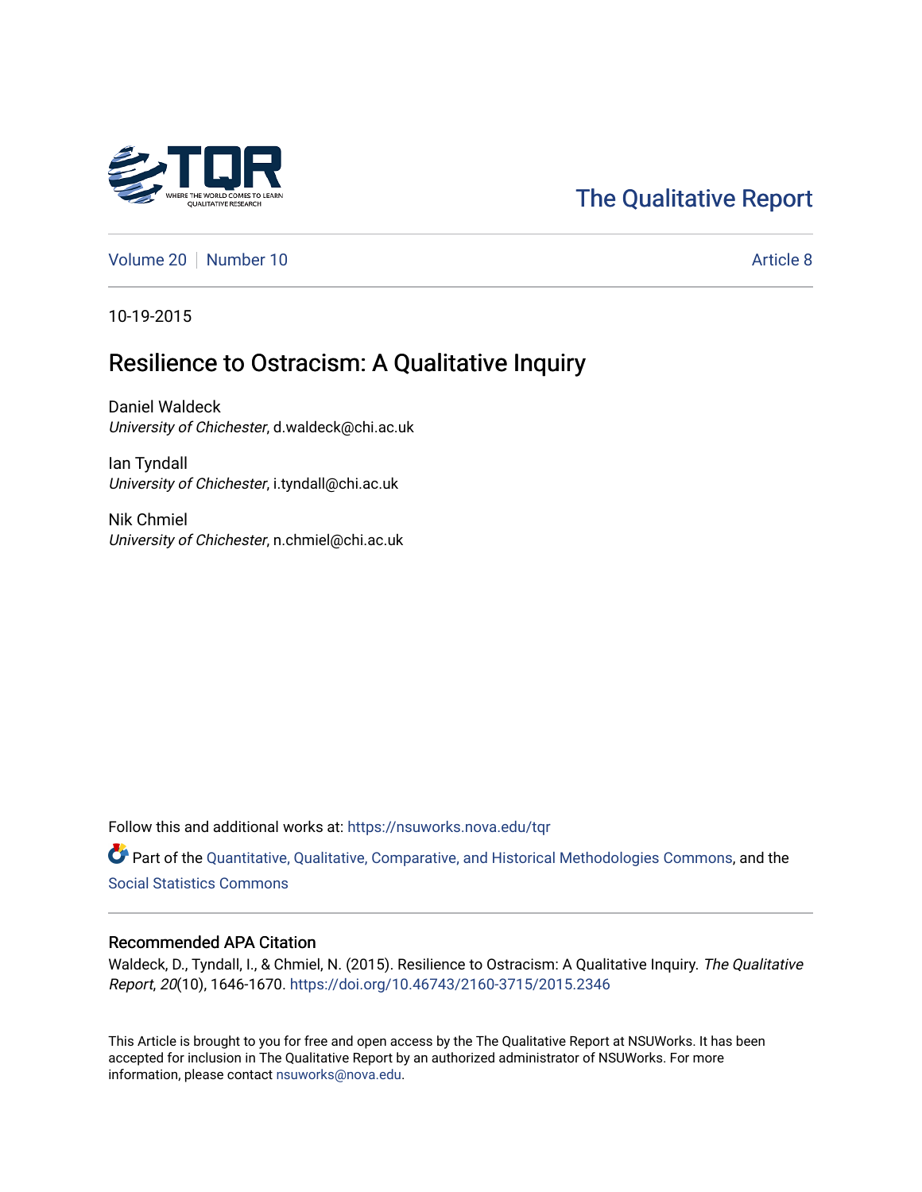The Qualitative Report

Volume 20 | Number 10 | Article 8

10-19-2015

# Resilience to Ostracism: A Qualitative Inquiry

Daniel Waldeck
*University of Chichester*, d.waldeck@chi.ac.uk

Ian Tyndall
*University of Chichester*, i.tyndall@chi.ac.uk

Nik Chmiel
*University of Chichester*, n.chmiel@chi.ac.uk

Follow this and additional works at: https://nsuworks.nova.edu/tqr

Part of the Quantitative, Qualitative, Comparative, and Historical Methodologies Commons, and the Social Statistics Commons

## Recommended APA Citation

Waldeck, D., Tyndall, I., & Chmiel, N. (2015). Resilience to Ostracism: A Qualitative Inquiry. *The Qualitative Report*, *20*(10), 1646-1670. https://doi.org/10.46743/2160-3715/2015.2346

This Article is brought to you for free and open access by the The Qualitative Report at NSUWorks. It has been accepted for inclusion in The Qualitative Report by an authorized administrator of NSUWorks. For more information, please contact nsuworks@nova.edu.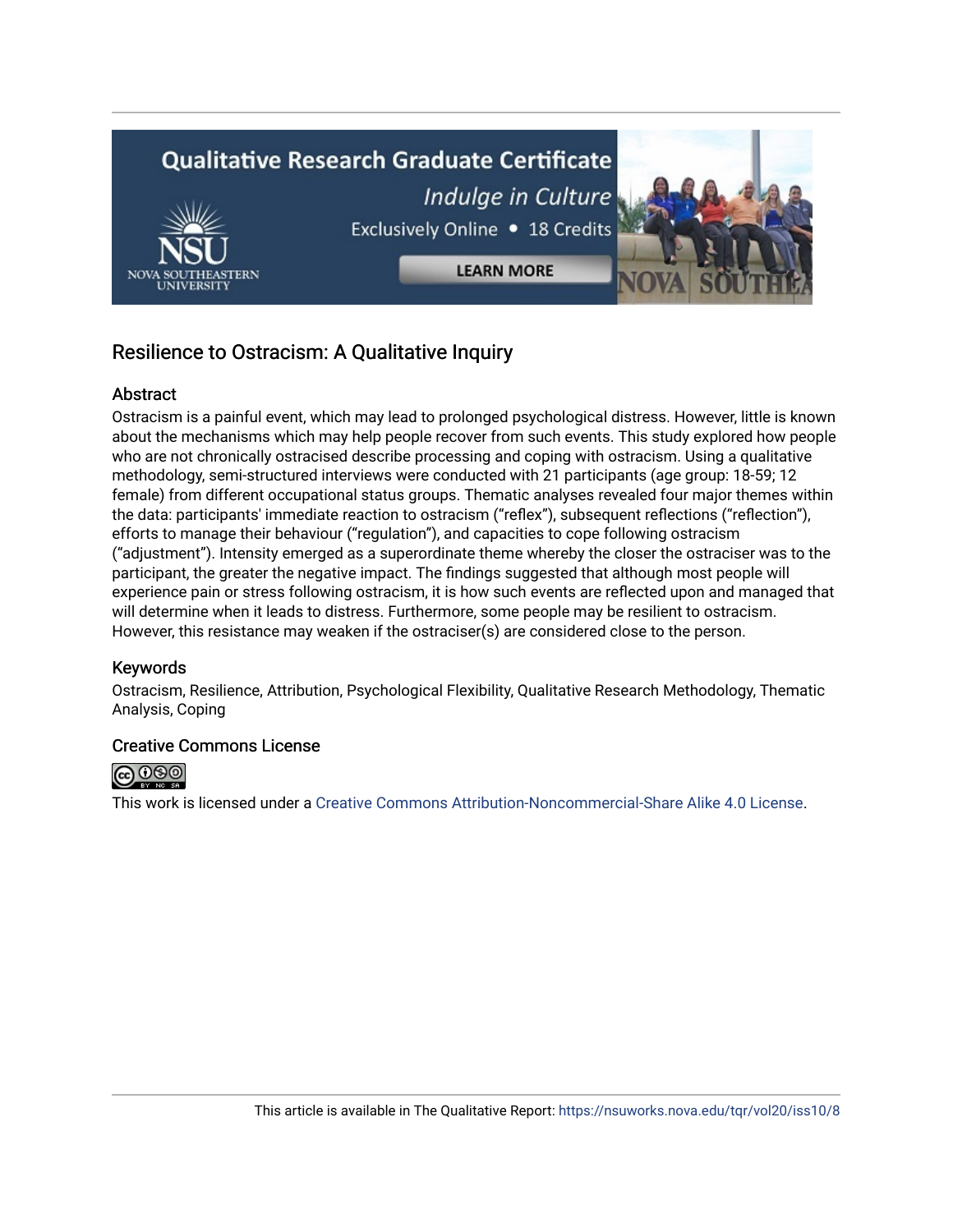# Resilience to Ostracism: A Qualitative Inquiry

## Abstract

Ostracism is a painful event, which may lead to prolonged psychological distress. However, little is known about the mechanisms which may help people recover from such events. This study explored how people who are not chronically ostracised describe processing and coping with ostracism. Using a qualitative methodology, semi-structured interviews were conducted with 21 participants (age group: 18-59; 12 female) from different occupational status groups. Thematic analyses revealed four major themes within the data: participants' immediate reaction to ostracism ("reflex"), subsequent reflections ("reflection"), efforts to manage their behaviour ("regulation"), and capacities to cope following ostracism ("adjustment"). Intensity emerged as a superordinate theme whereby the closer the ostraciser was to the participant, the greater the negative impact. The findings suggested that although most people will experience pain or stress following ostracism, it is how such events are reflected upon and managed that will determine when it leads to distress. Furthermore, some people may be resilient to ostracism. However, this resistance may weaken if the ostraciser(s) are considered close to the person.

## Keywords

Ostracism, Resilience, Attribution, Psychological Flexibility, Qualitative Research Methodology, Thematic Analysis, Coping

## Creative Commons License

This work is licensed under a Creative Commons Attribution-Noncommercial-Share Alike 4.0 License.

This article is available in The Qualitative Report: https://nsuworks.nova.edu/tqr/vol20/iss10/8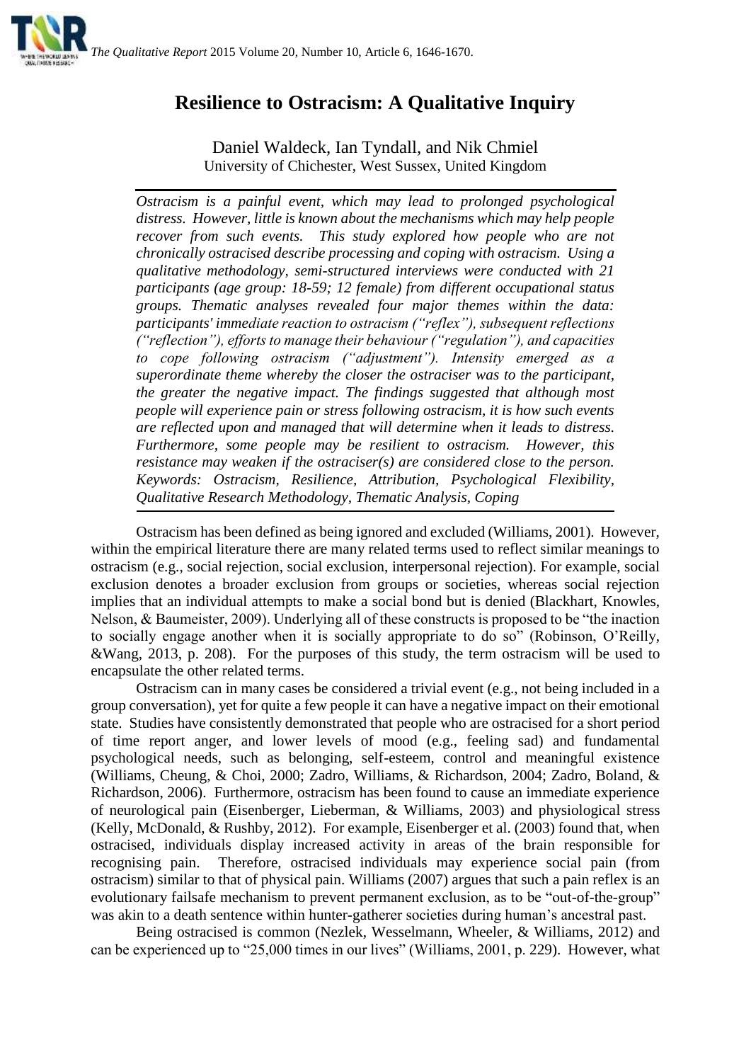# Resilience to Ostracism: A Qualitative Inquiry

Daniel Waldeck, Ian Tyndall, and Nik Chmiel
University of Chichester, West Sussex, United Kingdom

*Ostracism is a painful event, which may lead to prolonged psychological distress. However, little is known about the mechanisms which may help people recover from such events. This study explored how people who are not chronically ostracised describe processing and coping with ostracism. Using a qualitative methodology, semi-structured interviews were conducted with 21 participants (age group: 18-59; 12 female) from different occupational status groups. Thematic analyses revealed four major themes within the data: participants' immediate reaction to ostracism ("reflex"), subsequent reflections ("reflection"), efforts to manage their behaviour ("regulation"), and capacities to cope following ostracism ("adjustment"). Intensity emerged as a superordinate theme whereby the closer the ostraciser was to the participant, the greater the negative impact. The findings suggested that although most people will experience pain or stress following ostracism, it is how such events are reflected upon and managed that will determine when it leads to distress. Furthermore, some people may be resilient to ostracism. However, this resistance may weaken if the ostraciser(s) are considered close to the person. Keywords: Ostracism, Resilience, Attribution, Psychological Flexibility, Qualitative Research Methodology, Thematic Analysis, Coping*

Ostracism has been defined as being ignored and excluded (Williams, 2001). However, within the empirical literature there are many related terms used to reflect similar meanings to ostracism (e.g., social rejection, social exclusion, interpersonal rejection). For example, social exclusion denotes a broader exclusion from groups or societies, whereas social rejection implies that an individual attempts to make a social bond but is denied (Blackhart, Knowles, Nelson, & Baumeister, 2009). Underlying all of these constructs is proposed to be "the inaction to socially engage another when it is socially appropriate to do so" (Robinson, O'Reilly, &Wang, 2013, p. 208). For the purposes of this study, the term ostracism will be used to encapsulate the other related terms.

Ostracism can in many cases be considered a trivial event (e.g., not being included in a group conversation), yet for quite a few people it can have a negative impact on their emotional state. Studies have consistently demonstrated that people who are ostracised for a short period of time report anger, and lower levels of mood (e.g., feeling sad) and fundamental psychological needs, such as belonging, self-esteem, control and meaningful existence (Williams, Cheung, & Choi, 2000; Zadro, Williams, & Richardson, 2004; Zadro, Boland, & Richardson, 2006). Furthermore, ostracism has been found to cause an immediate experience of neurological pain (Eisenberger, Lieberman, & Williams, 2003) and physiological stress (Kelly, McDonald, & Rushby, 2012). For example, Eisenberger et al. (2003) found that, when ostracised, individuals display increased activity in areas of the brain responsible for recognising pain. Therefore, ostracised individuals may experience social pain (from ostracism) similar to that of physical pain. Williams (2007) argues that such a pain reflex is an evolutionary failsafe mechanism to prevent permanent exclusion, as to be "out-of-the-group" was akin to a death sentence within hunter-gatherer societies during human's ancestral past.

Being ostracised is common (Nezlek, Wesselmann, Wheeler, & Williams, 2012) and can be experienced up to "25,000 times in our lives" (Williams, 2001, p. 229). However, what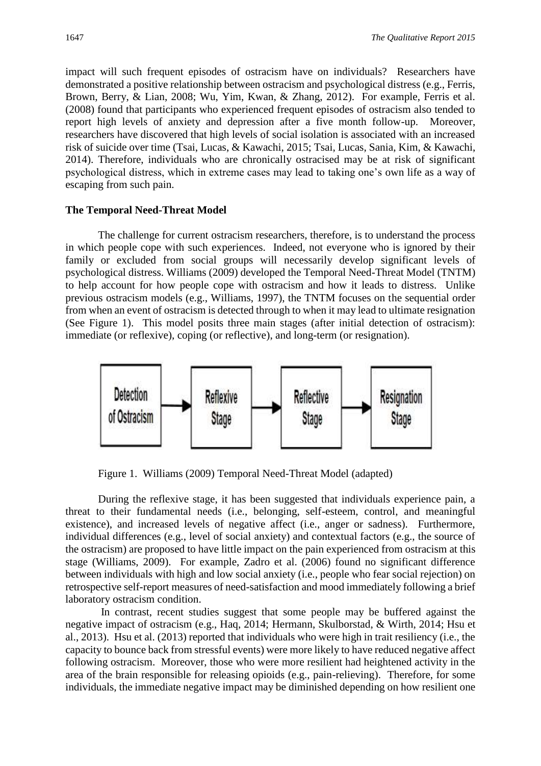impact will such frequent episodes of ostracism have on individuals? Researchers have demonstrated a positive relationship between ostracism and psychological distress (e.g., Ferris, Brown, Berry, & Lian, 2008; Wu, Yim, Kwan, & Zhang, 2012). For example, Ferris et al. (2008) found that participants who experienced frequent episodes of ostracism also tended to report high levels of anxiety and depression after a five month follow-up. Moreover, researchers have discovered that high levels of social isolation is associated with an increased risk of suicide over time (Tsai, Lucas, & Kawachi, 2015; Tsai, Lucas, Sania, Kim, & Kawachi, 2014). Therefore, individuals who are chronically ostracised may be at risk of significant psychological distress, which in extreme cases may lead to taking one's own life as a way of escaping from such pain.

**The Temporal Need-Threat Model**

The challenge for current ostracism researchers, therefore, is to understand the process in which people cope with such experiences. Indeed, not everyone who is ignored by their family or excluded from social groups will necessarily develop significant levels of psychological distress. Williams (2009) developed the Temporal Need-Threat Model (TNTM) to help account for how people cope with ostracism and how it leads to distress. Unlike previous ostracism models (e.g., Williams, 1997), the TNTM focuses on the sequential order from when an event of ostracism is detected through to when it may lead to ultimate resignation (See Figure 1). This model posits three main stages (after initial detection of ostracism): immediate (or reflexive), coping (or reflective), and long-term (or resignation).

Detection of Ostracism → Reflexive Stage → Reflective Stage → Resignation Stage

Figure 1. Williams (2009) Temporal Need-Threat Model (adapted)

During the reflexive stage, it has been suggested that individuals experience pain, a threat to their fundamental needs (i.e., belonging, self-esteem, control, and meaningful existence), and increased levels of negative affect (i.e., anger or sadness). Furthermore, individual differences (e.g., level of social anxiety) and contextual factors (e.g., the source of the ostracism) are proposed to have little impact on the pain experienced from ostracism at this stage (Williams, 2009). For example, Zadro et al. (2006) found no significant difference between individuals with high and low social anxiety (i.e., people who fear social rejection) on retrospective self-report measures of need-satisfaction and mood immediately following a brief laboratory ostracism condition.

In contrast, recent studies suggest that some people may be buffered against the negative impact of ostracism (e.g., Haq, 2014; Hermann, Skulborstad, & Wirth, 2014; Hsu et al., 2013). Hsu et al. (2013) reported that individuals who were high in trait resiliency (i.e., the capacity to bounce back from stressful events) were more likely to have reduced negative affect following ostracism. Moreover, those who were more resilient had heightened activity in the area of the brain responsible for releasing opioids (e.g., pain-relieving). Therefore, for some individuals, the immediate negative impact may be diminished depending on how resilient one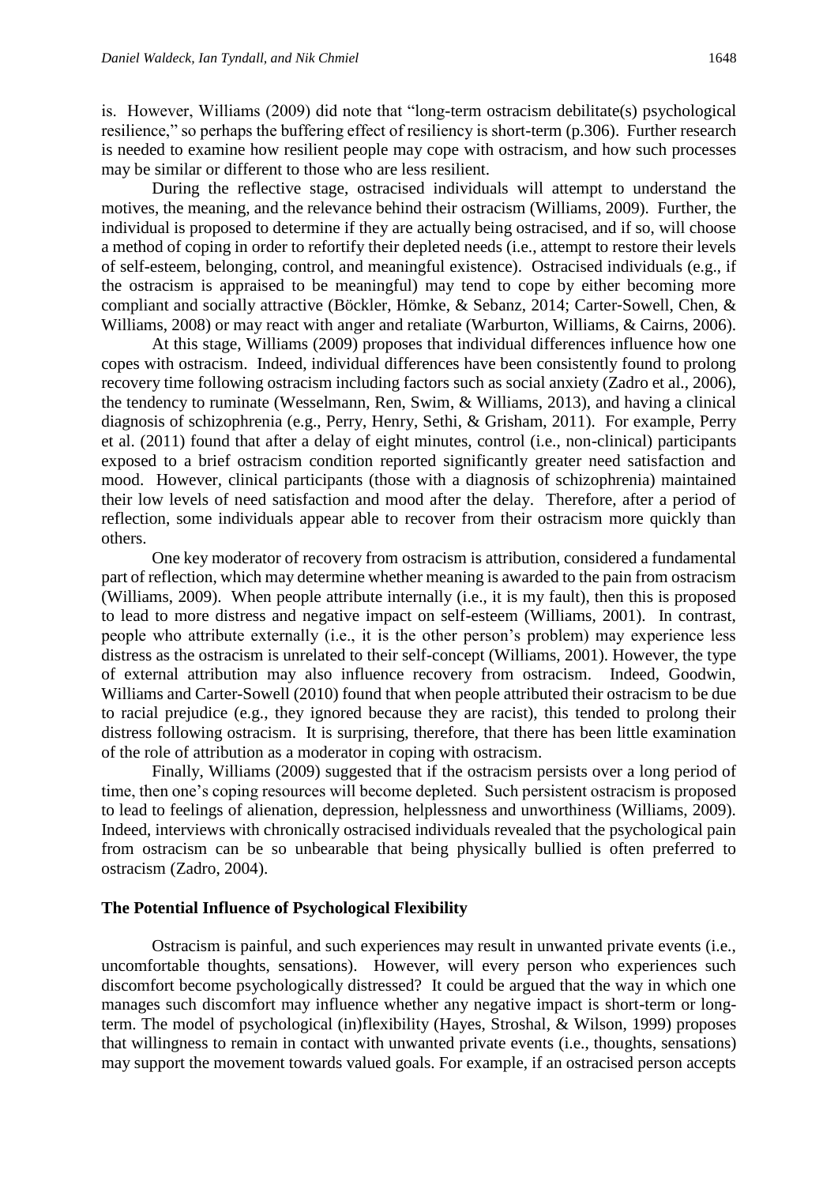is. However, Williams (2009) did note that "long-term ostracism debilitate(s) psychological resilience," so perhaps the buffering effect of resiliency is short-term (p.306). Further research is needed to examine how resilient people may cope with ostracism, and how such processes may be similar or different to those who are less resilient.

During the reflective stage, ostracised individuals will attempt to understand the motives, the meaning, and the relevance behind their ostracism (Williams, 2009). Further, the individual is proposed to determine if they are actually being ostracised, and if so, will choose a method of coping in order to refortify their depleted needs (i.e., attempt to restore their levels of self-esteem, belonging, control, and meaningful existence). Ostracised individuals (e.g., if the ostracism is appraised to be meaningful) may tend to cope by either becoming more compliant and socially attractive (Böckler, Hömke, & Sebanz, 2014; Carter-Sowell, Chen, & Williams, 2008) or may react with anger and retaliate (Warburton, Williams, & Cairns, 2006).

At this stage, Williams (2009) proposes that individual differences influence how one copes with ostracism. Indeed, individual differences have been consistently found to prolong recovery time following ostracism including factors such as social anxiety (Zadro et al., 2006), the tendency to ruminate (Wesselmann, Ren, Swim, & Williams, 2013), and having a clinical diagnosis of schizophrenia (e.g., Perry, Henry, Sethi, & Grisham, 2011). For example, Perry et al. (2011) found that after a delay of eight minutes, control (i.e., non-clinical) participants exposed to a brief ostracism condition reported significantly greater need satisfaction and mood. However, clinical participants (those with a diagnosis of schizophrenia) maintained their low levels of need satisfaction and mood after the delay. Therefore, after a period of reflection, some individuals appear able to recover from their ostracism more quickly than others.

One key moderator of recovery from ostracism is attribution, considered a fundamental part of reflection, which may determine whether meaning is awarded to the pain from ostracism (Williams, 2009). When people attribute internally (i.e., it is my fault), then this is proposed to lead to more distress and negative impact on self-esteem (Williams, 2001). In contrast, people who attribute externally (i.e., it is the other person's problem) may experience less distress as the ostracism is unrelated to their self-concept (Williams, 2001). However, the type of external attribution may also influence recovery from ostracism. Indeed, Goodwin, Williams and Carter-Sowell (2010) found that when people attributed their ostracism to be due to racial prejudice (e.g., they ignored because they are racist), this tended to prolong their distress following ostracism. It is surprising, therefore, that there has been little examination of the role of attribution as a moderator in coping with ostracism.

Finally, Williams (2009) suggested that if the ostracism persists over a long period of time, then one's coping resources will become depleted. Such persistent ostracism is proposed to lead to feelings of alienation, depression, helplessness and unworthiness (Williams, 2009). Indeed, interviews with chronically ostracised individuals revealed that the psychological pain from ostracism can be so unbearable that being physically bullied is often preferred to ostracism (Zadro, 2004).

### The Potential Influence of Psychological Flexibility

Ostracism is painful, and such experiences may result in unwanted private events (i.e., uncomfortable thoughts, sensations). However, will every person who experiences such discomfort become psychologically distressed? It could be argued that the way in which one manages such discomfort may influence whether any negative impact is short-term or long-term. The model of psychological (in)flexibility (Hayes, Stroshal, & Wilson, 1999) proposes that willingness to remain in contact with unwanted private events (i.e., thoughts, sensations) may support the movement towards valued goals. For example, if an ostracised person accepts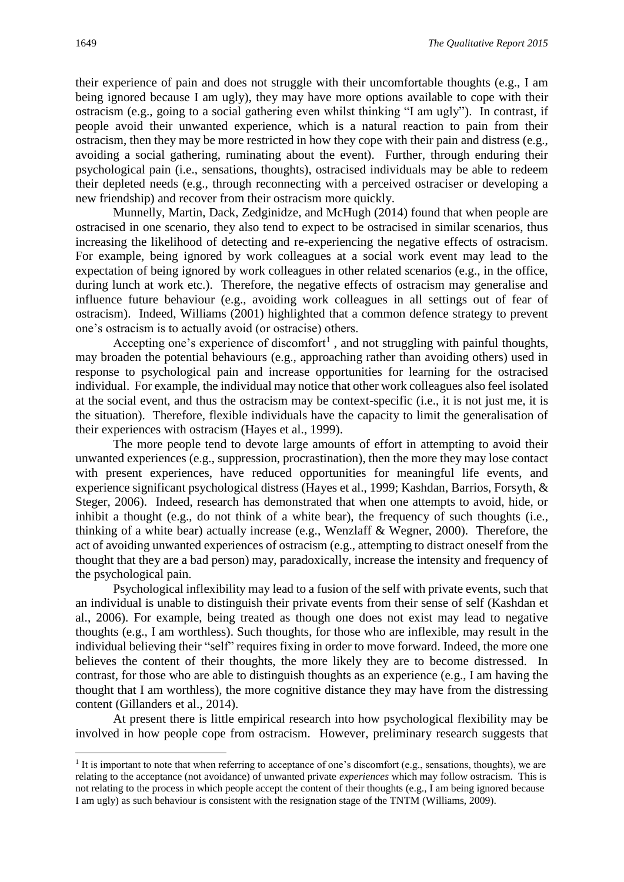their experience of pain and does not struggle with their uncomfortable thoughts (e.g., I am being ignored because I am ugly), they may have more options available to cope with their ostracism (e.g., going to a social gathering even whilst thinking "I am ugly"). In contrast, if people avoid their unwanted experience, which is a natural reaction to pain from their ostracism, then they may be more restricted in how they cope with their pain and distress (e.g., avoiding a social gathering, ruminating about the event). Further, through enduring their psychological pain (i.e., sensations, thoughts), ostracised individuals may be able to redeem their depleted needs (e.g., through reconnecting with a perceived ostraciser or developing a new friendship) and recover from their ostracism more quickly.

Munnelly, Martin, Dack, Zedginidze, and McHugh (2014) found that when people are ostracised in one scenario, they also tend to expect to be ostracised in similar scenarios, thus increasing the likelihood of detecting and re-experiencing the negative effects of ostracism. For example, being ignored by work colleagues at a social work event may lead to the expectation of being ignored by work colleagues in other related scenarios (e.g., in the office, during lunch at work etc.). Therefore, the negative effects of ostracism may generalise and influence future behaviour (e.g., avoiding work colleagues in all settings out of fear of ostracism). Indeed, Williams (2001) highlighted that a common defence strategy to prevent one's ostracism is to actually avoid (or ostracise) others.

Accepting one's experience of discomfort[1] , and not struggling with painful thoughts, may broaden the potential behaviours (e.g., approaching rather than avoiding others) used in response to psychological pain and increase opportunities for learning for the ostracised individual. For example, the individual may notice that other work colleagues also feel isolated at the social event, and thus the ostracism may be context-specific (i.e., it is not just me, it is the situation). Therefore, flexible individuals have the capacity to limit the generalisation of their experiences with ostracism (Hayes et al., 1999).

The more people tend to devote large amounts of effort in attempting to avoid their unwanted experiences (e.g., suppression, procrastination), then the more they may lose contact with present experiences, have reduced opportunities for meaningful life events, and experience significant psychological distress (Hayes et al., 1999; Kashdan, Barrios, Forsyth, & Steger, 2006). Indeed, research has demonstrated that when one attempts to avoid, hide, or inhibit a thought (e.g., do not think of a white bear), the frequency of such thoughts (i.e., thinking of a white bear) actually increase (e.g., Wenzlaff & Wegner, 2000). Therefore, the act of avoiding unwanted experiences of ostracism (e.g., attempting to distract oneself from the thought that they are a bad person) may, paradoxically, increase the intensity and frequency of the psychological pain.

Psychological inflexibility may lead to a fusion of the self with private events, such that an individual is unable to distinguish their private events from their sense of self (Kashdan et al., 2006). For example, being treated as though one does not exist may lead to negative thoughts (e.g., I am worthless). Such thoughts, for those who are inflexible, may result in the individual believing their "self" requires fixing in order to move forward. Indeed, the more one believes the content of their thoughts, the more likely they are to become distressed. In contrast, for those who are able to distinguish thoughts as an experience (e.g., I am having the thought that I am worthless), the more cognitive distance they may have from the distressing content (Gillanders et al., 2014).

At present there is little empirical research into how psychological flexibility may be involved in how people cope from ostracism. However, preliminary research suggests that

[1] It is important to note that when referring to acceptance of one's discomfort (e.g., sensations, thoughts), we are relating to the acceptance (not avoidance) of unwanted private *experiences* which may follow ostracism. This is not relating to the process in which people accept the content of their thoughts (e.g., I am being ignored because I am ugly) as such behaviour is consistent with the resignation stage of the TNTM (Williams, 2009).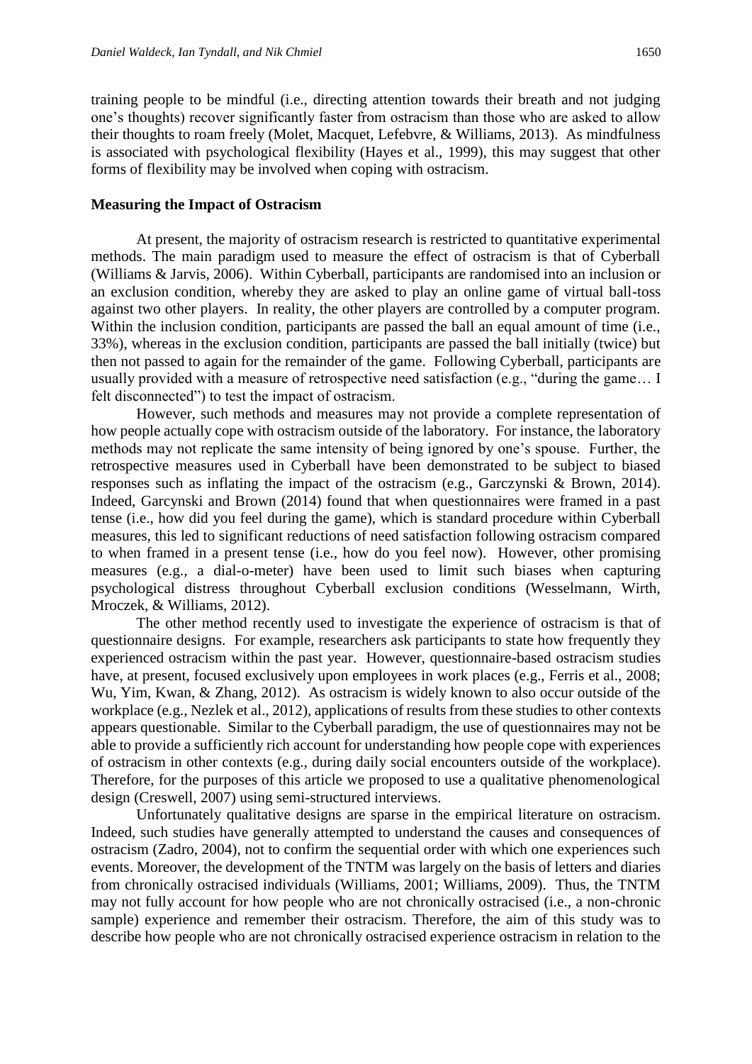training people to be mindful (i.e., directing attention towards their breath and not judging one's thoughts) recover significantly faster from ostracism than those who are asked to allow their thoughts to roam freely (Molet, Macquet, Lefebvre, & Williams, 2013). As mindfulness is associated with psychological flexibility (Hayes et al., 1999), this may suggest that other forms of flexibility may be involved when coping with ostracism.

**Measuring the Impact of Ostracism**

At present, the majority of ostracism research is restricted to quantitative experimental methods. The main paradigm used to measure the effect of ostracism is that of Cyberball (Williams & Jarvis, 2006). Within Cyberball, participants are randomised into an inclusion or an exclusion condition, whereby they are asked to play an online game of virtual ball-toss against two other players. In reality, the other players are controlled by a computer program. Within the inclusion condition, participants are passed the ball an equal amount of time (i.e., 33%), whereas in the exclusion condition, participants are passed the ball initially (twice) but then not passed to again for the remainder of the game. Following Cyberball, participants are usually provided with a measure of retrospective need satisfaction (e.g., "during the game… I felt disconnected") to test the impact of ostracism.

However, such methods and measures may not provide a complete representation of how people actually cope with ostracism outside of the laboratory. For instance, the laboratory methods may not replicate the same intensity of being ignored by one's spouse. Further, the retrospective measures used in Cyberball have been demonstrated to be subject to biased responses such as inflating the impact of the ostracism (e.g., Garczynski & Brown, 2014). Indeed, Garcynski and Brown (2014) found that when questionnaires were framed in a past tense (i.e., how did you feel during the game), which is standard procedure within Cyberball measures, this led to significant reductions of need satisfaction following ostracism compared to when framed in a present tense (i.e., how do you feel now). However, other promising measures (e.g., a dial-o-meter) have been used to limit such biases when capturing psychological distress throughout Cyberball exclusion conditions (Wesselmann, Wirth, Mroczek, & Williams, 2012).

The other method recently used to investigate the experience of ostracism is that of questionnaire designs. For example, researchers ask participants to state how frequently they experienced ostracism within the past year. However, questionnaire-based ostracism studies have, at present, focused exclusively upon employees in work places (e.g., Ferris et al., 2008; Wu, Yim, Kwan, & Zhang, 2012). As ostracism is widely known to also occur outside of the workplace (e.g., Nezlek et al., 2012), applications of results from these studies to other contexts appears questionable. Similar to the Cyberball paradigm, the use of questionnaires may not be able to provide a sufficiently rich account for understanding how people cope with experiences of ostracism in other contexts (e.g., during daily social encounters outside of the workplace). Therefore, for the purposes of this article we proposed to use a qualitative phenomenological design (Creswell, 2007) using semi-structured interviews.

Unfortunately qualitative designs are sparse in the empirical literature on ostracism. Indeed, such studies have generally attempted to understand the causes and consequences of ostracism (Zadro, 2004), not to confirm the sequential order with which one experiences such events. Moreover, the development of the TNTM was largely on the basis of letters and diaries from chronically ostracised individuals (Williams, 2001; Williams, 2009). Thus, the TNTM may not fully account for how people who are not chronically ostracised (i.e., a non-chronic sample) experience and remember their ostracism. Therefore, the aim of this study was to describe how people who are not chronically ostracised experience ostracism in relation to the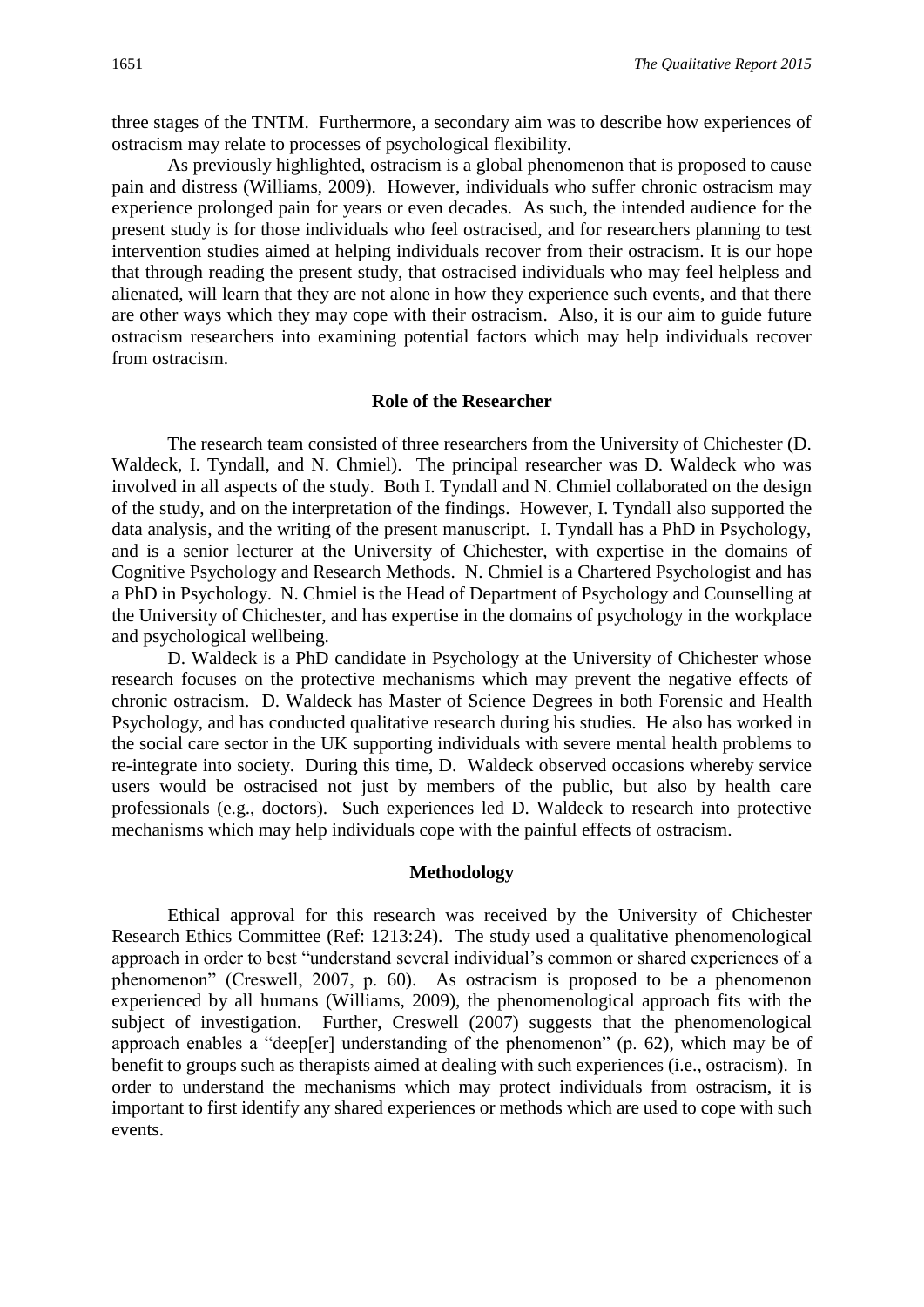three stages of the TNTM. Furthermore, a secondary aim was to describe how experiences of ostracism may relate to processes of psychological flexibility.

As previously highlighted, ostracism is a global phenomenon that is proposed to cause pain and distress (Williams, 2009). However, individuals who suffer chronic ostracism may experience prolonged pain for years or even decades. As such, the intended audience for the present study is for those individuals who feel ostracised, and for researchers planning to test intervention studies aimed at helping individuals recover from their ostracism. It is our hope that through reading the present study, that ostracised individuals who may feel helpless and alienated, will learn that they are not alone in how they experience such events, and that there are other ways which they may cope with their ostracism. Also, it is our aim to guide future ostracism researchers into examining potential factors which may help individuals recover from ostracism.

## Role of the Researcher

The research team consisted of three researchers from the University of Chichester (D. Waldeck, I. Tyndall, and N. Chmiel). The principal researcher was D. Waldeck who was involved in all aspects of the study. Both I. Tyndall and N. Chmiel collaborated on the design of the study, and on the interpretation of the findings. However, I. Tyndall also supported the data analysis, and the writing of the present manuscript. I. Tyndall has a PhD in Psychology, and is a senior lecturer at the University of Chichester, with expertise in the domains of Cognitive Psychology and Research Methods. N. Chmiel is a Chartered Psychologist and has a PhD in Psychology. N. Chmiel is the Head of Department of Psychology and Counselling at the University of Chichester, and has expertise in the domains of psychology in the workplace and psychological wellbeing.

D. Waldeck is a PhD candidate in Psychology at the University of Chichester whose research focuses on the protective mechanisms which may prevent the negative effects of chronic ostracism. D. Waldeck has Master of Science Degrees in both Forensic and Health Psychology, and has conducted qualitative research during his studies. He also has worked in the social care sector in the UK supporting individuals with severe mental health problems to re-integrate into society. During this time, D. Waldeck observed occasions whereby service users would be ostracised not just by members of the public, but also by health care professionals (e.g., doctors). Such experiences led D. Waldeck to research into protective mechanisms which may help individuals cope with the painful effects of ostracism.

## Methodology

Ethical approval for this research was received by the University of Chichester Research Ethics Committee (Ref: 1213:24). The study used a qualitative phenomenological approach in order to best "understand several individual's common or shared experiences of a phenomenon" (Creswell, 2007, p. 60). As ostracism is proposed to be a phenomenon experienced by all humans (Williams, 2009), the phenomenological approach fits with the subject of investigation. Further, Creswell (2007) suggests that the phenomenological approach enables a "deep[er] understanding of the phenomenon" (p. 62), which may be of benefit to groups such as therapists aimed at dealing with such experiences (i.e., ostracism). In order to understand the mechanisms which may protect individuals from ostracism, it is important to first identify any shared experiences or methods which are used to cope with such events.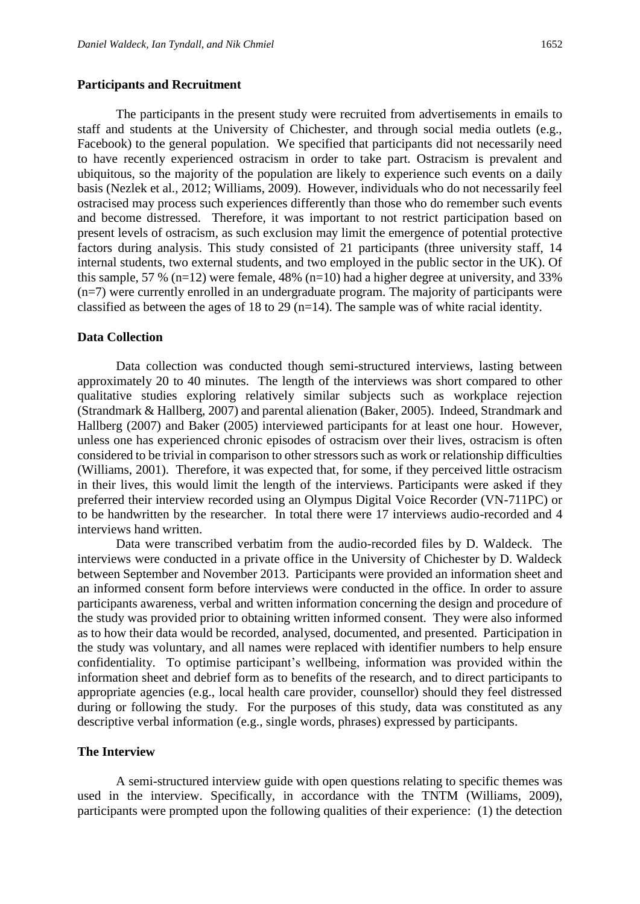### Participants and Recruitment

The participants in the present study were recruited from advertisements in emails to staff and students at the University of Chichester, and through social media outlets (e.g., Facebook) to the general population. We specified that participants did not necessarily need to have recently experienced ostracism in order to take part. Ostracism is prevalent and ubiquitous, so the majority of the population are likely to experience such events on a daily basis (Nezlek et al., 2012; Williams, 2009). However, individuals who do not necessarily feel ostracised may process such experiences differently than those who do remember such events and become distressed. Therefore, it was important to not restrict participation based on present levels of ostracism, as such exclusion may limit the emergence of potential protective factors during analysis. This study consisted of 21 participants (three university staff, 14 internal students, two external students, and two employed in the public sector in the UK). Of this sample, 57 % (n=12) were female, 48% (n=10) had a higher degree at university, and 33% (n=7) were currently enrolled in an undergraduate program. The majority of participants were classified as between the ages of 18 to 29 (n=14). The sample was of white racial identity.

### Data Collection

Data collection was conducted though semi-structured interviews, lasting between approximately 20 to 40 minutes. The length of the interviews was short compared to other qualitative studies exploring relatively similar subjects such as workplace rejection (Strandmark & Hallberg, 2007) and parental alienation (Baker, 2005). Indeed, Strandmark and Hallberg (2007) and Baker (2005) interviewed participants for at least one hour. However, unless one has experienced chronic episodes of ostracism over their lives, ostracism is often considered to be trivial in comparison to other stressors such as work or relationship difficulties (Williams, 2001). Therefore, it was expected that, for some, if they perceived little ostracism in their lives, this would limit the length of the interviews. Participants were asked if they preferred their interview recorded using an Olympus Digital Voice Recorder (VN-711PC) or to be handwritten by the researcher. In total there were 17 interviews audio-recorded and 4 interviews hand written.

Data were transcribed verbatim from the audio-recorded files by D. Waldeck. The interviews were conducted in a private office in the University of Chichester by D. Waldeck between September and November 2013. Participants were provided an information sheet and an informed consent form before interviews were conducted in the office. In order to assure participants awareness, verbal and written information concerning the design and procedure of the study was provided prior to obtaining written informed consent. They were also informed as to how their data would be recorded, analysed, documented, and presented. Participation in the study was voluntary, and all names were replaced with identifier numbers to help ensure confidentiality. To optimise participant's wellbeing, information was provided within the information sheet and debrief form as to benefits of the research, and to direct participants to appropriate agencies (e.g., local health care provider, counsellor) should they feel distressed during or following the study. For the purposes of this study, data was constituted as any descriptive verbal information (e.g., single words, phrases) expressed by participants.

### The Interview

A semi-structured interview guide with open questions relating to specific themes was used in the interview. Specifically, in accordance with the TNTM (Williams, 2009), participants were prompted upon the following qualities of their experience: (1) the detection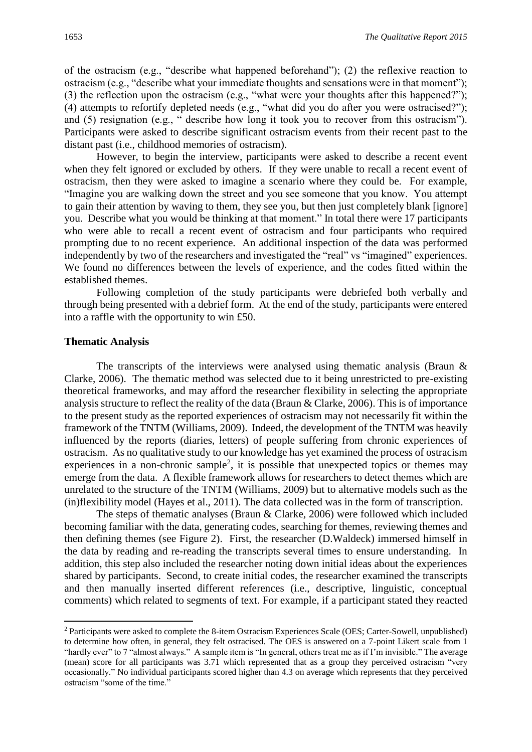of the ostracism (e.g., "describe what happened beforehand"); (2) the reflexive reaction to ostracism (e.g., "describe what your immediate thoughts and sensations were in that moment"); (3) the reflection upon the ostracism (e.g., "what were your thoughts after this happened?"); (4) attempts to refortify depleted needs (e.g., "what did you do after you were ostracised?"); and (5) resignation (e.g., " describe how long it took you to recover from this ostracism"). Participants were asked to describe significant ostracism events from their recent past to the distant past (i.e., childhood memories of ostracism).

However, to begin the interview, participants were asked to describe a recent event when they felt ignored or excluded by others. If they were unable to recall a recent event of ostracism, then they were asked to imagine a scenario where they could be. For example, "Imagine you are walking down the street and you see someone that you know. You attempt to gain their attention by waving to them, they see you, but then just completely blank [ignore] you. Describe what you would be thinking at that moment." In total there were 17 participants who were able to recall a recent event of ostracism and four participants who required prompting due to no recent experience. An additional inspection of the data was performed independently by two of the researchers and investigated the "real" vs "imagined" experiences. We found no differences between the levels of experience, and the codes fitted within the established themes.

Following completion of the study participants were debriefed both verbally and through being presented with a debrief form. At the end of the study, participants were entered into a raffle with the opportunity to win £50.

### Thematic Analysis

The transcripts of the interviews were analysed using thematic analysis (Braun & Clarke, 2006). The thematic method was selected due to it being unrestricted to pre-existing theoretical frameworks, and may afford the researcher flexibility in selecting the appropriate analysis structure to reflect the reality of the data (Braun & Clarke, 2006). This is of importance to the present study as the reported experiences of ostracism may not necessarily fit within the framework of the TNTM (Williams, 2009). Indeed, the development of the TNTM was heavily influenced by the reports (diaries, letters) of people suffering from chronic experiences of ostracism. As no qualitative study to our knowledge has yet examined the process of ostracism experiences in a non-chronic sample[2], it is possible that unexpected topics or themes may emerge from the data. A flexible framework allows for researchers to detect themes which are unrelated to the structure of the TNTM (Williams, 2009) but to alternative models such as the (in)flexibility model (Hayes et al., 2011). The data collected was in the form of transcription.

The steps of thematic analyses (Braun & Clarke, 2006) were followed which included becoming familiar with the data, generating codes, searching for themes, reviewing themes and then defining themes (see Figure 2). First, the researcher (D.Waldeck) immersed himself in the data by reading and re-reading the transcripts several times to ensure understanding. In addition, this step also included the researcher noting down initial ideas about the experiences shared by participants. Second, to create initial codes, the researcher examined the transcripts and then manually inserted different references (i.e., descriptive, linguistic, conceptual comments) which related to segments of text. For example, if a participant stated they reacted

[2] Participants were asked to complete the 8-item Ostracism Experiences Scale (OES; Carter-Sowell, unpublished) to determine how often, in general, they felt ostracised. The OES is answered on a 7-point Likert scale from 1 "hardly ever" to 7 "almost always." A sample item is "In general, others treat me as if I'm invisible." The average (mean) score for all participants was 3.71 which represented that as a group they perceived ostracism "very occasionally." No individual participants scored higher than 4.3 on average which represents that they perceived ostracism "some of the time."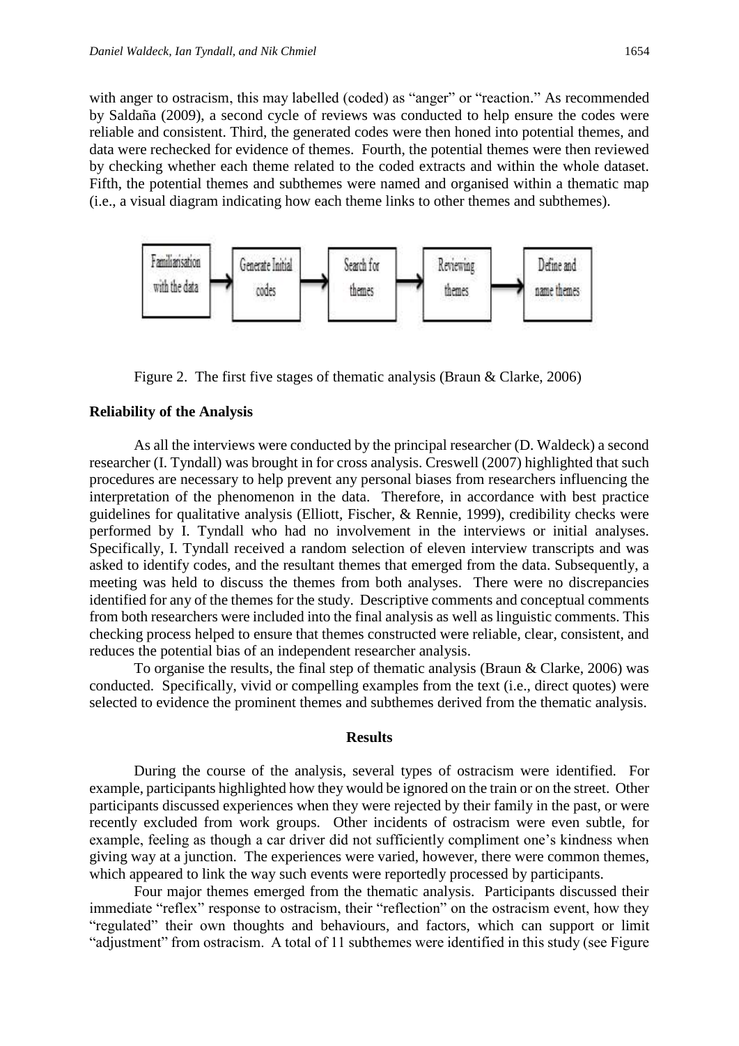with anger to ostracism, this may labelled (coded) as "anger" or "reaction." As recommended by Saldaña (2009), a second cycle of reviews was conducted to help ensure the codes were reliable and consistent. Third, the generated codes were then honed into potential themes, and data were rechecked for evidence of themes. Fourth, the potential themes were then reviewed by checking whether each theme related to the coded extracts and within the whole dataset. Fifth, the potential themes and subthemes were named and organised within a thematic map (i.e., a visual diagram indicating how each theme links to other themes and subthemes).

Familiarisation with the data → Generate Initial codes → Search for themes → Reviewing themes → Define and name themes

Figure 2. The first five stages of thematic analysis (Braun & Clarke, 2006)

**Reliability of the Analysis**

As all the interviews were conducted by the principal researcher (D. Waldeck) a second researcher (I. Tyndall) was brought in for cross analysis. Creswell (2007) highlighted that such procedures are necessary to help prevent any personal biases from researchers influencing the interpretation of the phenomenon in the data. Therefore, in accordance with best practice guidelines for qualitative analysis (Elliott, Fischer, & Rennie, 1999), credibility checks were performed by I. Tyndall who had no involvement in the interviews or initial analyses. Specifically, I. Tyndall received a random selection of eleven interview transcripts and was asked to identify codes, and the resultant themes that emerged from the data. Subsequently, a meeting was held to discuss the themes from both analyses. There were no discrepancies identified for any of the themes for the study. Descriptive comments and conceptual comments from both researchers were included into the final analysis as well as linguistic comments. This checking process helped to ensure that themes constructed were reliable, clear, consistent, and reduces the potential bias of an independent researcher analysis.

To organise the results, the final step of thematic analysis (Braun & Clarke, 2006) was conducted. Specifically, vivid or compelling examples from the text (i.e., direct quotes) were selected to evidence the prominent themes and subthemes derived from the thematic analysis.

## Results

During the course of the analysis, several types of ostracism were identified. For example, participants highlighted how they would be ignored on the train or on the street. Other participants discussed experiences when they were rejected by their family in the past, or were recently excluded from work groups. Other incidents of ostracism were even subtle, for example, feeling as though a car driver did not sufficiently compliment one's kindness when giving way at a junction. The experiences were varied, however, there were common themes, which appeared to link the way such events were reportedly processed by participants.

Four major themes emerged from the thematic analysis. Participants discussed their immediate "reflex" response to ostracism, their "reflection" on the ostracism event, how they "regulated" their own thoughts and behaviours, and factors, which can support or limit "adjustment" from ostracism. A total of 11 subthemes were identified in this study (see Figure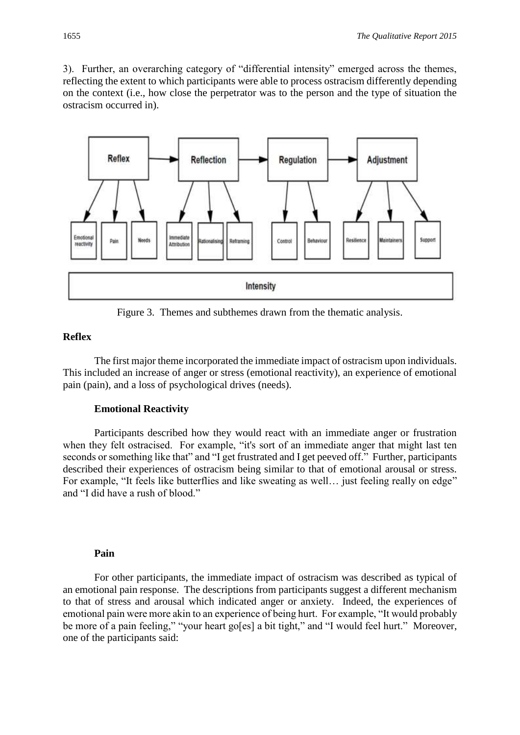3). Further, an overarching category of "differential intensity" emerged across the themes, reflecting the extent to which participants were able to process ostracism differently depending on the context (i.e., how close the perpetrator was to the person and the type of situation the ostracism occurred in).

Figure 3. Themes and subthemes drawn from the thematic analysis.

## Reflex

The first major theme incorporated the immediate impact of ostracism upon individuals. This included an increase of anger or stress (emotional reactivity), an experience of emotional pain (pain), and a loss of psychological drives (needs).

### Emotional Reactivity

Participants described how they would react with an immediate anger or frustration when they felt ostracised. For example, "it's sort of an immediate anger that might last ten seconds or something like that" and "I get frustrated and I get peeved off." Further, participants described their experiences of ostracism being similar to that of emotional arousal or stress. For example, "It feels like butterflies and like sweating as well… just feeling really on edge" and "I did have a rush of blood."

### Pain

For other participants, the immediate impact of ostracism was described as typical of an emotional pain response. The descriptions from participants suggest a different mechanism to that of stress and arousal which indicated anger or anxiety. Indeed, the experiences of emotional pain were more akin to an experience of being hurt. For example, "It would probably be more of a pain feeling," "your heart go[es] a bit tight," and "I would feel hurt." Moreover, one of the participants said: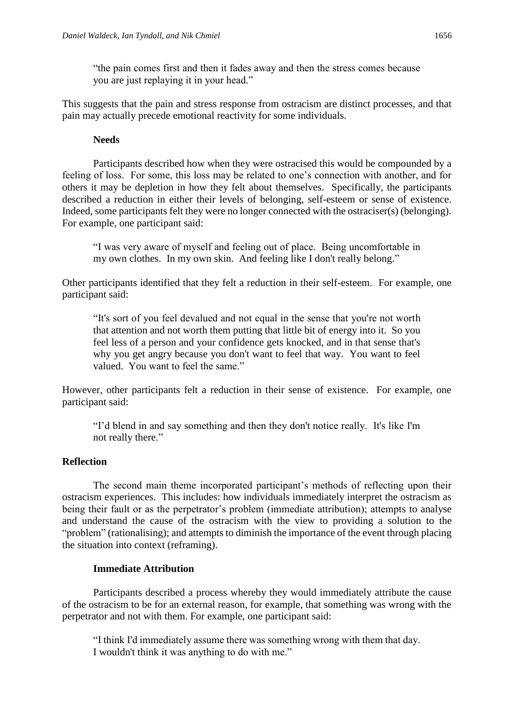> "the pain comes first and then it fades away and then the stress comes because you are just replaying it in your head."

This suggests that the pain and stress response from ostracism are distinct processes, and that pain may actually precede emotional reactivity for some individuals.

### Needs

Participants described how when they were ostracised this would be compounded by a feeling of loss. For some, this loss may be related to one's connection with another, and for others it may be depletion in how they felt about themselves. Specifically, the participants described a reduction in either their levels of belonging, self-esteem or sense of existence. Indeed, some participants felt they were no longer connected with the ostraciser(s) (belonging). For example, one participant said:

> "I was very aware of myself and feeling out of place. Being uncomfortable in my own clothes. In my own skin. And feeling like I don't really belong."

Other participants identified that they felt a reduction in their self-esteem. For example, one participant said:

> "It's sort of you feel devalued and not equal in the sense that you're not worth that attention and not worth them putting that little bit of energy into it. So you feel less of a person and your confidence gets knocked, and in that sense that's why you get angry because you don't want to feel that way. You want to feel valued. You want to feel the same."

However, other participants felt a reduction in their sense of existence. For example, one participant said:

> "I'd blend in and say something and then they don't notice really. It's like I'm not really there."

## Reflection

The second main theme incorporated participant's methods of reflecting upon their ostracism experiences. This includes: how individuals immediately interpret the ostracism as being their fault or as the perpetrator's problem (immediate attribution); attempts to analyse and understand the cause of the ostracism with the view to providing a solution to the "problem" (rationalising); and attempts to diminish the importance of the event through placing the situation into context (reframing).

### Immediate Attribution

Participants described a process whereby they would immediately attribute the cause of the ostracism to be for an external reason, for example, that something was wrong with the perpetrator and not with them. For example, one participant said:

> "I think I'd immediately assume there was something wrong with them that day. I wouldn't think it was anything to do with me."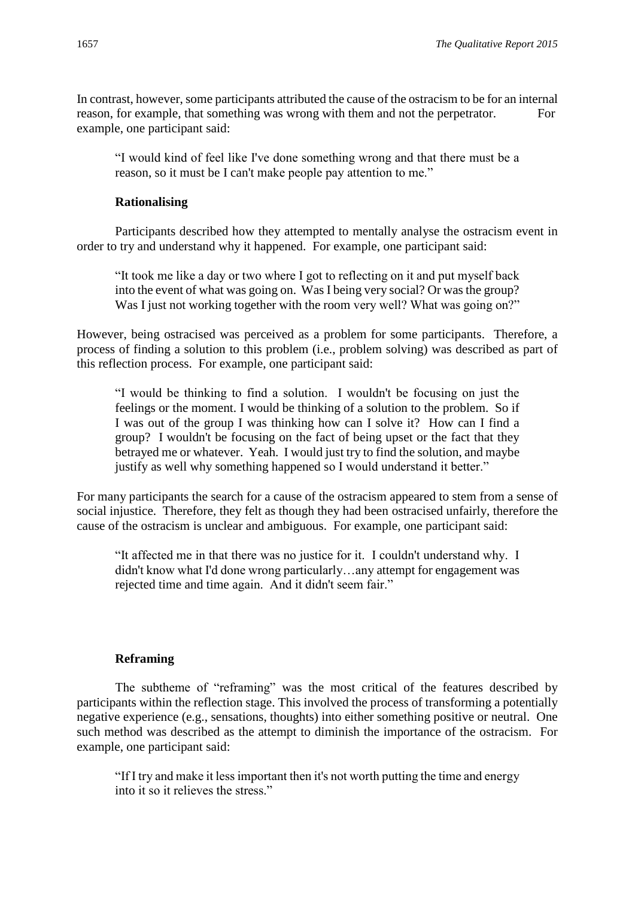In contrast, however, some participants attributed the cause of the ostracism to be for an internal reason, for example, that something was wrong with them and not the perpetrator. For example, one participant said:

> "I would kind of feel like I've done something wrong and that there must be a reason, so it must be I can't make people pay attention to me."

### Rationalising

Participants described how they attempted to mentally analyse the ostracism event in order to try and understand why it happened. For example, one participant said:

> "It took me like a day or two where I got to reflecting on it and put myself back into the event of what was going on. Was I being very social? Or was the group? Was I just not working together with the room very well? What was going on?"

However, being ostracised was perceived as a problem for some participants. Therefore, a process of finding a solution to this problem (i.e., problem solving) was described as part of this reflection process. For example, one participant said:

> "I would be thinking to find a solution. I wouldn't be focusing on just the feelings or the moment. I would be thinking of a solution to the problem. So if I was out of the group I was thinking how can I solve it? How can I find a group? I wouldn't be focusing on the fact of being upset or the fact that they betrayed me or whatever. Yeah. I would just try to find the solution, and maybe justify as well why something happened so I would understand it better."

For many participants the search for a cause of the ostracism appeared to stem from a sense of social injustice. Therefore, they felt as though they had been ostracised unfairly, therefore the cause of the ostracism is unclear and ambiguous. For example, one participant said:

> "It affected me in that there was no justice for it. I couldn't understand why. I didn't know what I'd done wrong particularly…any attempt for engagement was rejected time and time again. And it didn't seem fair."

### Reframing

The subtheme of "reframing" was the most critical of the features described by participants within the reflection stage. This involved the process of transforming a potentially negative experience (e.g., sensations, thoughts) into either something positive or neutral. One such method was described as the attempt to diminish the importance of the ostracism. For example, one participant said:

> "If I try and make it less important then it's not worth putting the time and energy into it so it relieves the stress."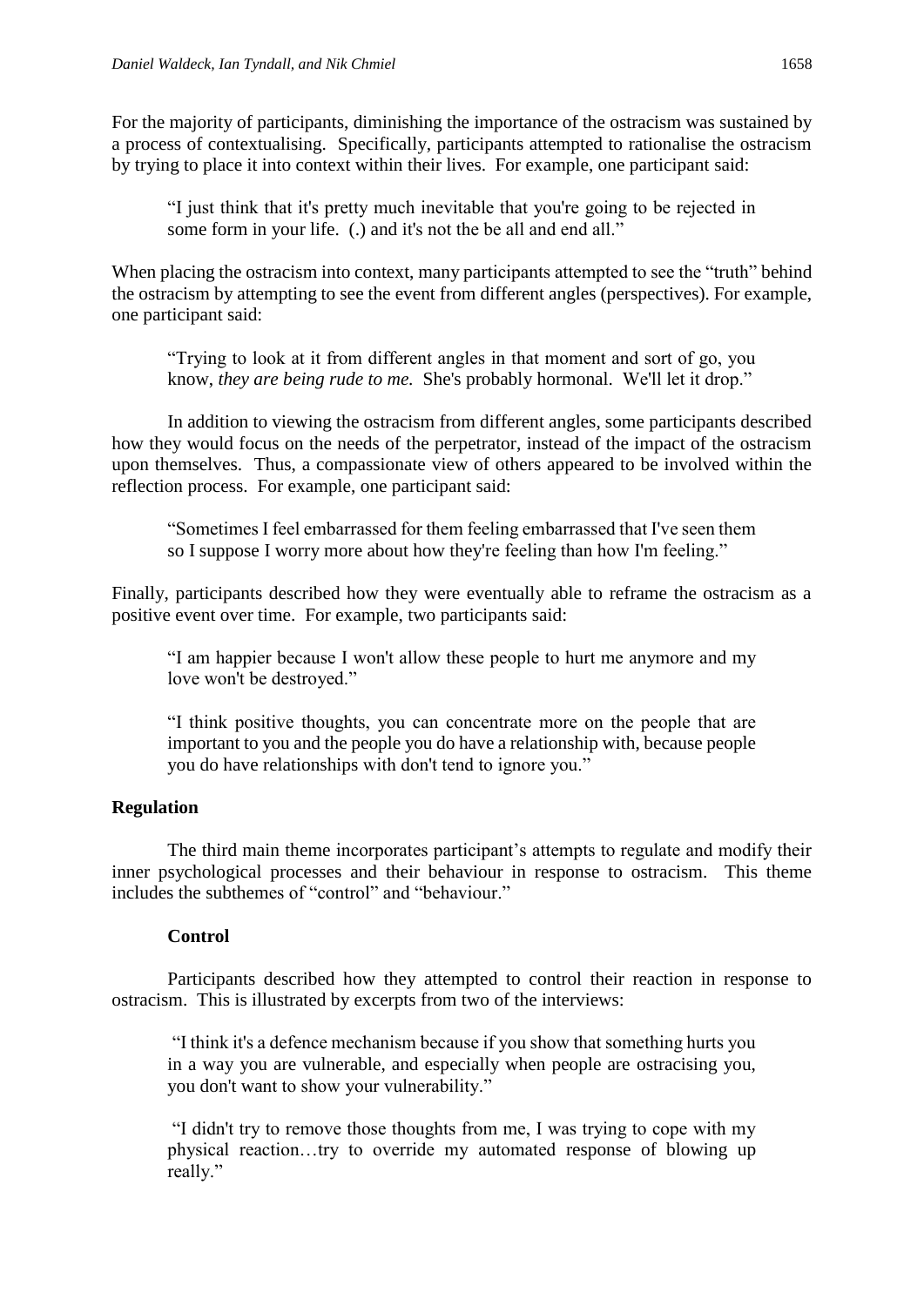For the majority of participants, diminishing the importance of the ostracism was sustained by a process of contextualising. Specifically, participants attempted to rationalise the ostracism by trying to place it into context within their lives. For example, one participant said:

> "I just think that it's pretty much inevitable that you're going to be rejected in some form in your life. (.) and it's not the be all and end all."

When placing the ostracism into context, many participants attempted to see the "truth" behind the ostracism by attempting to see the event from different angles (perspectives). For example, one participant said:

> "Trying to look at it from different angles in that moment and sort of go, you know, *they are being rude to me.* She's probably hormonal. We'll let it drop."

In addition to viewing the ostracism from different angles, some participants described how they would focus on the needs of the perpetrator, instead of the impact of the ostracism upon themselves. Thus, a compassionate view of others appeared to be involved within the reflection process. For example, one participant said:

> "Sometimes I feel embarrassed for them feeling embarrassed that I've seen them so I suppose I worry more about how they're feeling than how I'm feeling."

Finally, participants described how they were eventually able to reframe the ostracism as a positive event over time. For example, two participants said:

> "I am happier because I won't allow these people to hurt me anymore and my love won't be destroyed."

> "I think positive thoughts, you can concentrate more on the people that are important to you and the people you do have a relationship with, because people you do have relationships with don't tend to ignore you."

## Regulation

The third main theme incorporates participant's attempts to regulate and modify their inner psychological processes and their behaviour in response to ostracism. This theme includes the subthemes of "control" and "behaviour."

### Control

Participants described how they attempted to control their reaction in response to ostracism. This is illustrated by excerpts from two of the interviews:

> "I think it's a defence mechanism because if you show that something hurts you in a way you are vulnerable, and especially when people are ostracising you, you don't want to show your vulnerability."

> "I didn't try to remove those thoughts from me, I was trying to cope with my physical reaction…try to override my automated response of blowing up really."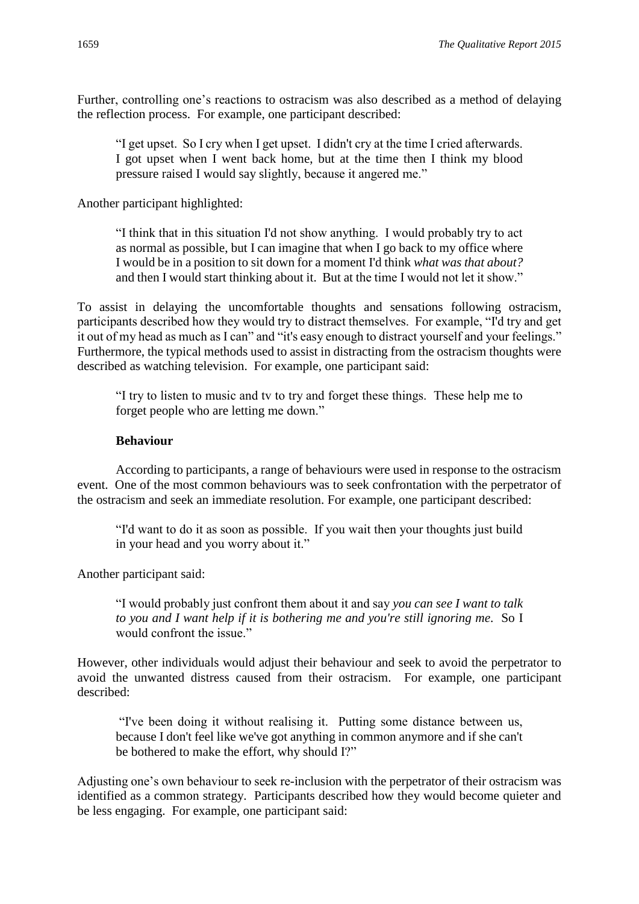Further, controlling one's reactions to ostracism was also described as a method of delaying the reflection process. For example, one participant described:

> "I get upset. So I cry when I get upset. I didn't cry at the time I cried afterwards. I got upset when I went back home, but at the time then I think my blood pressure raised I would say slightly, because it angered me."

Another participant highlighted:

> "I think that in this situation I'd not show anything. I would probably try to act as normal as possible, but I can imagine that when I go back to my office where I would be in a position to sit down for a moment I'd think *what was that about?* and then I would start thinking about it. But at the time I would not let it show."

To assist in delaying the uncomfortable thoughts and sensations following ostracism, participants described how they would try to distract themselves. For example, "I'd try and get it out of my head as much as I can" and "it's easy enough to distract yourself and your feelings." Furthermore, the typical methods used to assist in distracting from the ostracism thoughts were described as watching television. For example, one participant said:

> "I try to listen to music and tv to try and forget these things. These help me to forget people who are letting me down."

### Behaviour

According to participants, a range of behaviours were used in response to the ostracism event. One of the most common behaviours was to seek confrontation with the perpetrator of the ostracism and seek an immediate resolution. For example, one participant described:

> "I'd want to do it as soon as possible. If you wait then your thoughts just build in your head and you worry about it."

Another participant said:

> "I would probably just confront them about it and say *you can see I want to talk to you and I want help if it is bothering me and you're still ignoring me*. So I would confront the issue."

However, other individuals would adjust their behaviour and seek to avoid the perpetrator to avoid the unwanted distress caused from their ostracism. For example, one participant described:

> "I've been doing it without realising it. Putting some distance between us, because I don't feel like we've got anything in common anymore and if she can't be bothered to make the effort, why should I?"

Adjusting one's own behaviour to seek re-inclusion with the perpetrator of their ostracism was identified as a common strategy. Participants described how they would become quieter and be less engaging. For example, one participant said: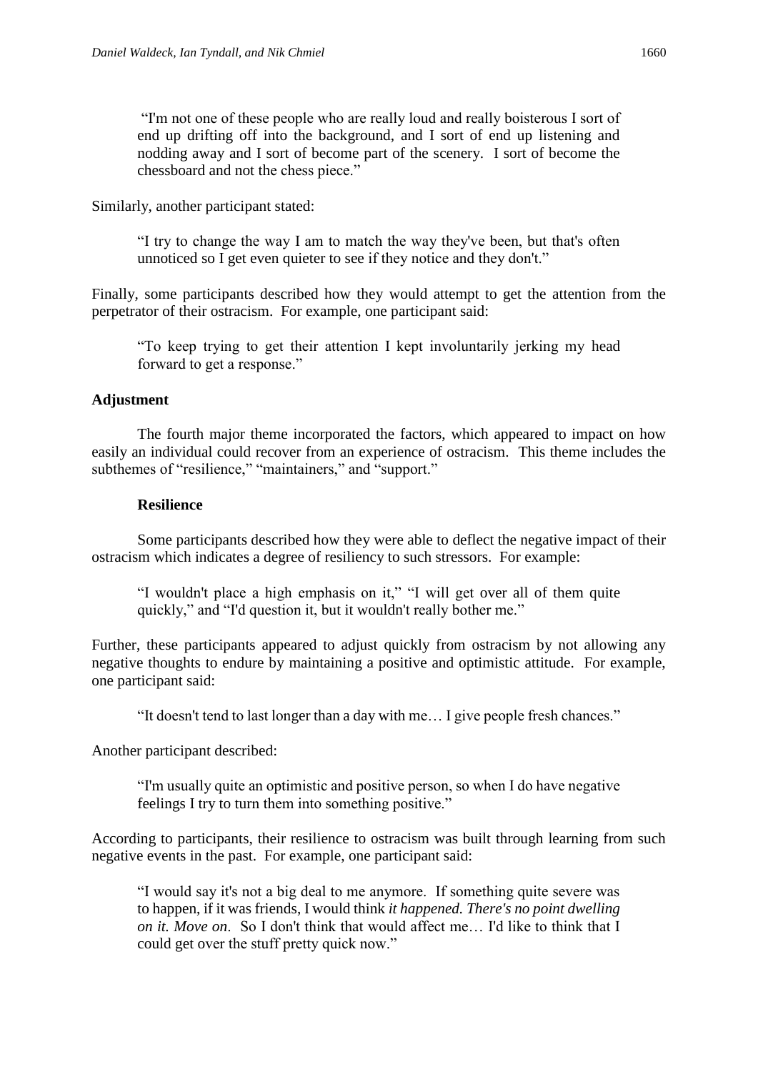> "I'm not one of these people who are really loud and really boisterous I sort of end up drifting off into the background, and I sort of end up listening and nodding away and I sort of become part of the scenery. I sort of become the chessboard and not the chess piece."

Similarly, another participant stated:

> "I try to change the way I am to match the way they've been, but that's often unnoticed so I get even quieter to see if they notice and they don't."

Finally, some participants described how they would attempt to get the attention from the perpetrator of their ostracism. For example, one participant said:

> "To keep trying to get their attention I kept involuntarily jerking my head forward to get a response."

## Adjustment

The fourth major theme incorporated the factors, which appeared to impact on how easily an individual could recover from an experience of ostracism. This theme includes the subthemes of "resilience," "maintainers," and "support."

### Resilience

Some participants described how they were able to deflect the negative impact of their ostracism which indicates a degree of resiliency to such stressors. For example:

> "I wouldn't place a high emphasis on it," "I will get over all of them quite quickly," and "I'd question it, but it wouldn't really bother me."

Further, these participants appeared to adjust quickly from ostracism by not allowing any negative thoughts to endure by maintaining a positive and optimistic attitude. For example, one participant said:

> "It doesn't tend to last longer than a day with me… I give people fresh chances."

Another participant described:

> "I'm usually quite an optimistic and positive person, so when I do have negative feelings I try to turn them into something positive."

According to participants, their resilience to ostracism was built through learning from such negative events in the past. For example, one participant said:

> "I would say it's not a big deal to me anymore. If something quite severe was to happen, if it was friends, I would think *it happened. There's no point dwelling on it. Move on*. So I don't think that would affect me… I'd like to think that I could get over the stuff pretty quick now."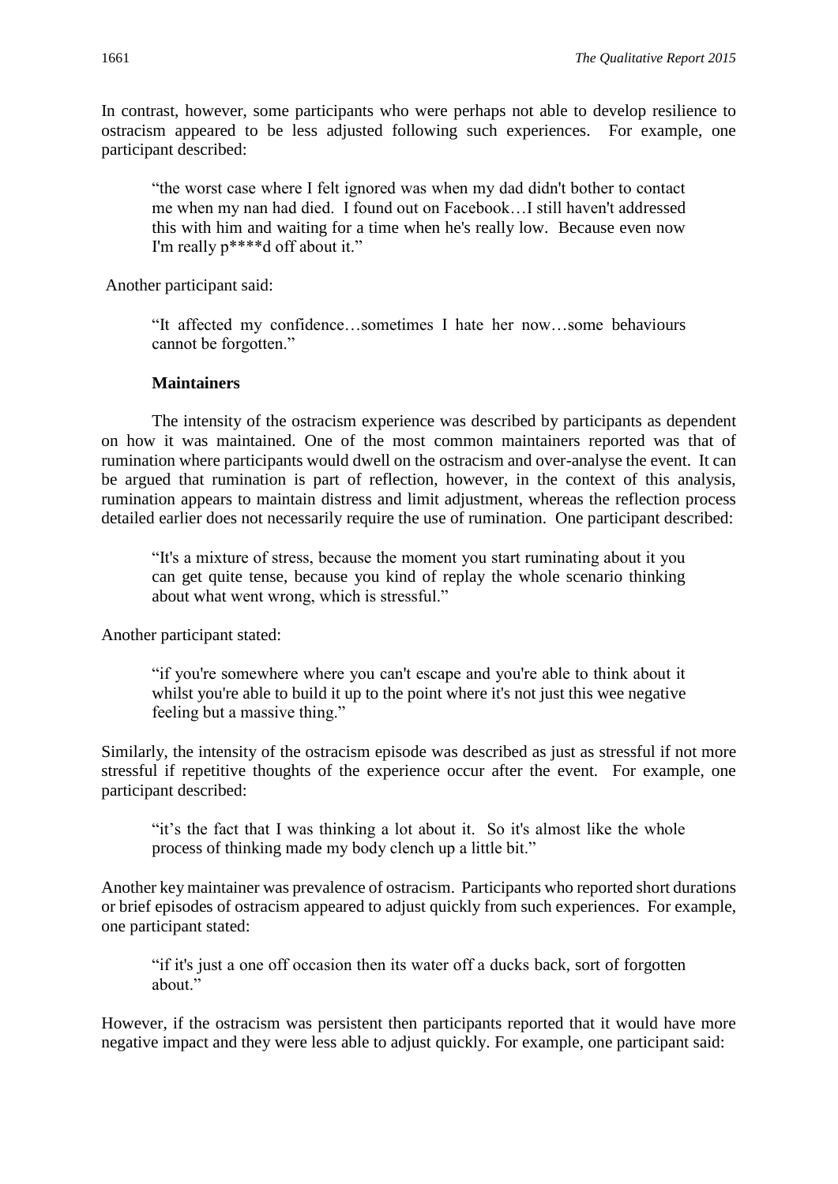In contrast, however, some participants who were perhaps not able to develop resilience to ostracism appeared to be less adjusted following such experiences. For example, one participant described:

> "the worst case where I felt ignored was when my dad didn't bother to contact me when my nan had died. I found out on Facebook…I still haven't addressed this with him and waiting for a time when he's really low. Because even now I'm really p****d off about it."

Another participant said:

> "It affected my confidence…sometimes I hate her now…some behaviours cannot be forgotten."

**Maintainers**

The intensity of the ostracism experience was described by participants as dependent on how it was maintained. One of the most common maintainers reported was that of rumination where participants would dwell on the ostracism and over-analyse the event. It can be argued that rumination is part of reflection, however, in the context of this analysis, rumination appears to maintain distress and limit adjustment, whereas the reflection process detailed earlier does not necessarily require the use of rumination. One participant described:

> "It's a mixture of stress, because the moment you start ruminating about it you can get quite tense, because you kind of replay the whole scenario thinking about what went wrong, which is stressful."

Another participant stated:

> "if you're somewhere where you can't escape and you're able to think about it whilst you're able to build it up to the point where it's not just this wee negative feeling but a massive thing."

Similarly, the intensity of the ostracism episode was described as just as stressful if not more stressful if repetitive thoughts of the experience occur after the event. For example, one participant described:

> "it's the fact that I was thinking a lot about it. So it's almost like the whole process of thinking made my body clench up a little bit."

Another key maintainer was prevalence of ostracism. Participants who reported short durations or brief episodes of ostracism appeared to adjust quickly from such experiences. For example, one participant stated:

> "if it's just a one off occasion then its water off a ducks back, sort of forgotten about."

However, if the ostracism was persistent then participants reported that it would have more negative impact and they were less able to adjust quickly. For example, one participant said: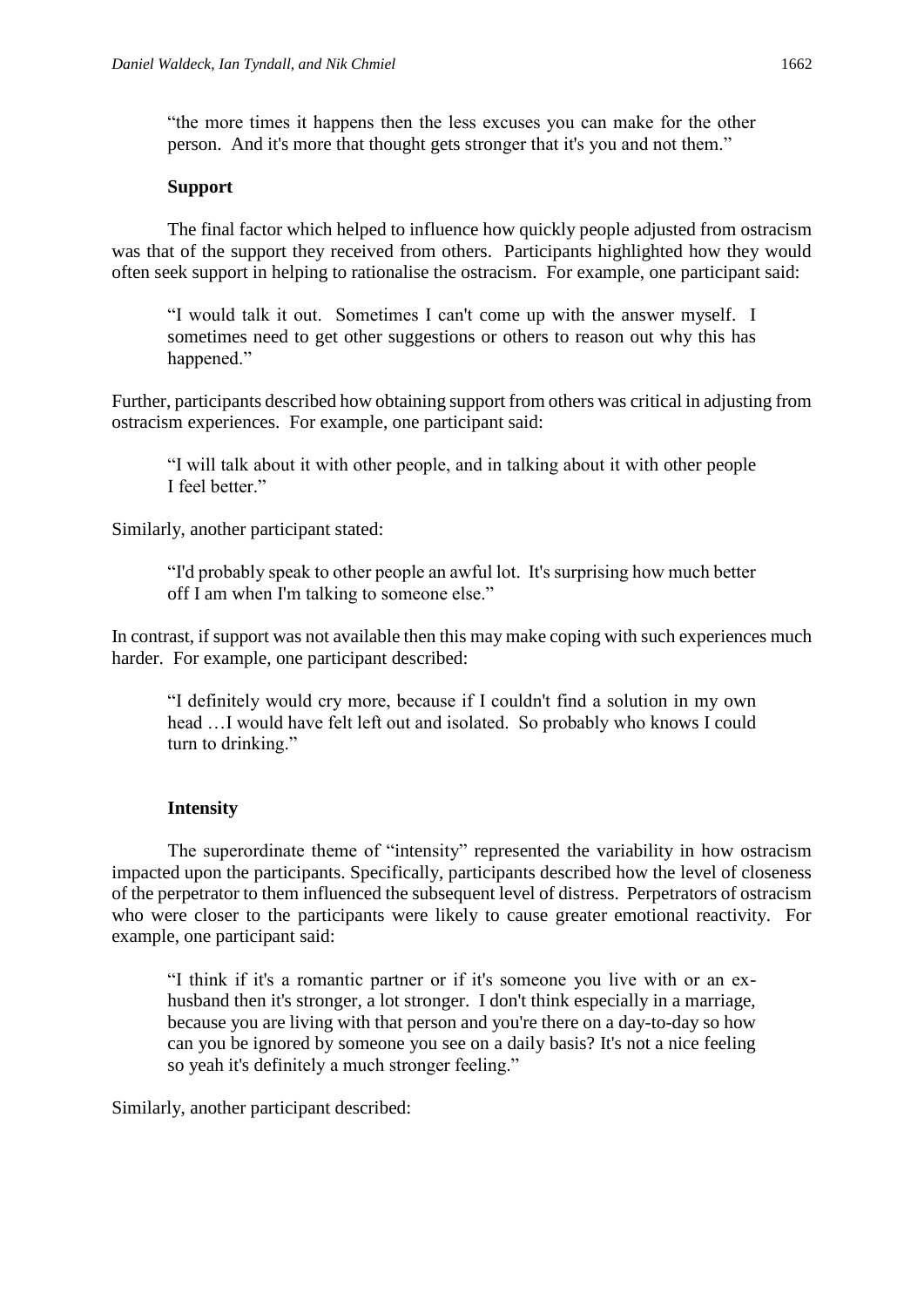> "the more times it happens then the less excuses you can make for the other person. And it's more that thought gets stronger that it's you and not them."

### Support

The final factor which helped to influence how quickly people adjusted from ostracism was that of the support they received from others. Participants highlighted how they would often seek support in helping to rationalise the ostracism. For example, one participant said:

> "I would talk it out. Sometimes I can't come up with the answer myself. I sometimes need to get other suggestions or others to reason out why this has happened."

Further, participants described how obtaining support from others was critical in adjusting from ostracism experiences. For example, one participant said:

> "I will talk about it with other people, and in talking about it with other people I feel better."

Similarly, another participant stated:

> "I'd probably speak to other people an awful lot. It's surprising how much better off I am when I'm talking to someone else."

In contrast, if support was not available then this may make coping with such experiences much harder. For example, one participant described:

> "I definitely would cry more, because if I couldn't find a solution in my own head …I would have felt left out and isolated. So probably who knows I could turn to drinking."

### Intensity

The superordinate theme of "intensity" represented the variability in how ostracism impacted upon the participants. Specifically, participants described how the level of closeness of the perpetrator to them influenced the subsequent level of distress. Perpetrators of ostracism who were closer to the participants were likely to cause greater emotional reactivity. For example, one participant said:

> "I think if it's a romantic partner or if it's someone you live with or an ex-husband then it's stronger, a lot stronger. I don't think especially in a marriage, because you are living with that person and you're there on a day-to-day so how can you be ignored by someone you see on a daily basis? It's not a nice feeling so yeah it's definitely a much stronger feeling."

Similarly, another participant described: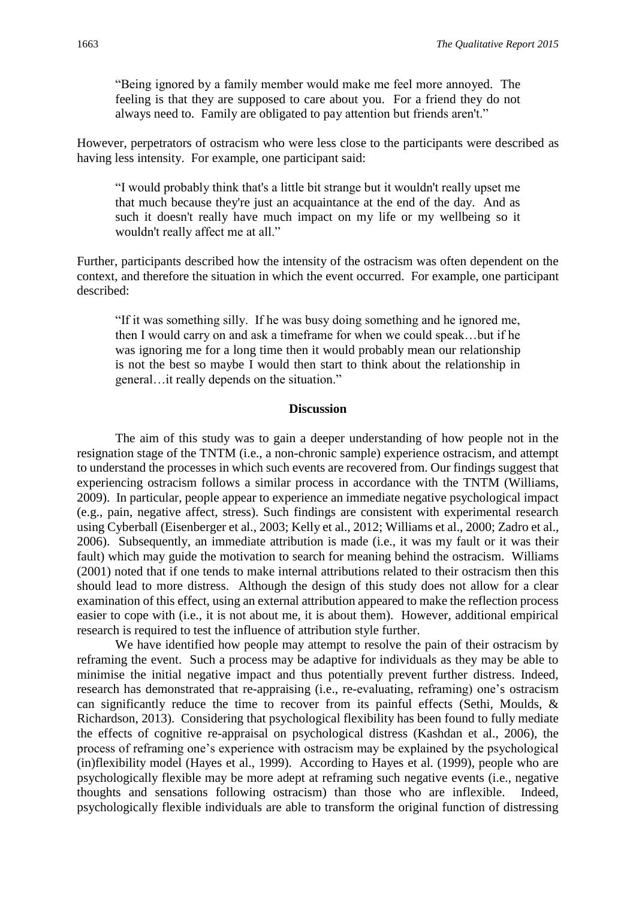> "Being ignored by a family member would make me feel more annoyed. The feeling is that they are supposed to care about you. For a friend they do not always need to. Family are obligated to pay attention but friends aren't."

However, perpetrators of ostracism who were less close to the participants were described as having less intensity. For example, one participant said:

> "I would probably think that's a little bit strange but it wouldn't really upset me that much because they're just an acquaintance at the end of the day. And as such it doesn't really have much impact on my life or my wellbeing so it wouldn't really affect me at all."

Further, participants described how the intensity of the ostracism was often dependent on the context, and therefore the situation in which the event occurred. For example, one participant described:

> "If it was something silly. If he was busy doing something and he ignored me, then I would carry on and ask a timeframe for when we could speak…but if he was ignoring me for a long time then it would probably mean our relationship is not the best so maybe I would then start to think about the relationship in general…it really depends on the situation."

## Discussion

The aim of this study was to gain a deeper understanding of how people not in the resignation stage of the TNTM (i.e., a non-chronic sample) experience ostracism, and attempt to understand the processes in which such events are recovered from. Our findings suggest that experiencing ostracism follows a similar process in accordance with the TNTM (Williams, 2009). In particular, people appear to experience an immediate negative psychological impact (e.g., pain, negative affect, stress). Such findings are consistent with experimental research using Cyberball (Eisenberger et al., 2003; Kelly et al., 2012; Williams et al., 2000; Zadro et al., 2006). Subsequently, an immediate attribution is made (i.e., it was my fault or it was their fault) which may guide the motivation to search for meaning behind the ostracism. Williams (2001) noted that if one tends to make internal attributions related to their ostracism then this should lead to more distress. Although the design of this study does not allow for a clear examination of this effect, using an external attribution appeared to make the reflection process easier to cope with (i.e., it is not about me, it is about them). However, additional empirical research is required to test the influence of attribution style further.

We have identified how people may attempt to resolve the pain of their ostracism by reframing the event. Such a process may be adaptive for individuals as they may be able to minimise the initial negative impact and thus potentially prevent further distress. Indeed, research has demonstrated that re-appraising (i.e., re-evaluating, reframing) one's ostracism can significantly reduce the time to recover from its painful effects (Sethi, Moulds, & Richardson, 2013). Considering that psychological flexibility has been found to fully mediate the effects of cognitive re-appraisal on psychological distress (Kashdan et al., 2006), the process of reframing one's experience with ostracism may be explained by the psychological (in)flexibility model (Hayes et al., 1999). According to Hayes et al. (1999), people who are psychologically flexible may be more adept at reframing such negative events (i.e., negative thoughts and sensations following ostracism) than those who are inflexible. Indeed, psychologically flexible individuals are able to transform the original function of distressing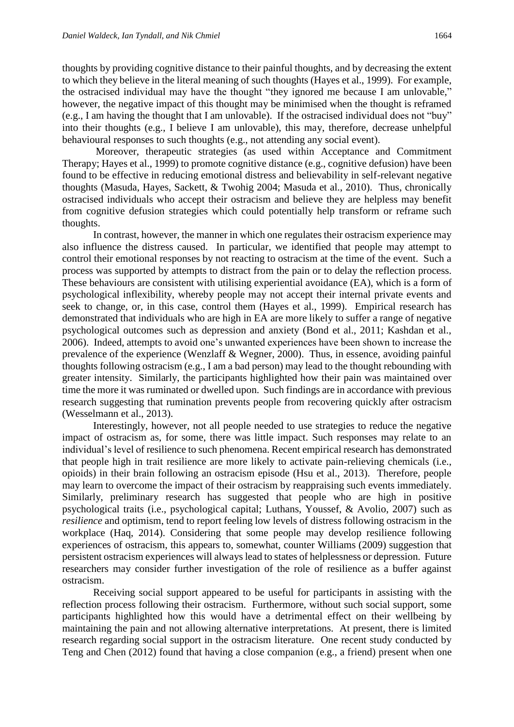thoughts by providing cognitive distance to their painful thoughts, and by decreasing the extent to which they believe in the literal meaning of such thoughts (Hayes et al., 1999). For example, the ostracised individual may have the thought "they ignored me because I am unlovable," however, the negative impact of this thought may be minimised when the thought is reframed (e.g., I am having the thought that I am unlovable). If the ostracised individual does not "buy" into their thoughts (e.g., I believe I am unlovable), this may, therefore, decrease unhelpful behavioural responses to such thoughts (e.g., not attending any social event).

Moreover, therapeutic strategies (as used within Acceptance and Commitment Therapy; Hayes et al., 1999) to promote cognitive distance (e.g., cognitive defusion) have been found to be effective in reducing emotional distress and believability in self-relevant negative thoughts (Masuda, Hayes, Sackett, & Twohig 2004; Masuda et al., 2010). Thus, chronically ostracised individuals who accept their ostracism and believe they are helpless may benefit from cognitive defusion strategies which could potentially help transform or reframe such thoughts.

In contrast, however, the manner in which one regulates their ostracism experience may also influence the distress caused. In particular, we identified that people may attempt to control their emotional responses by not reacting to ostracism at the time of the event. Such a process was supported by attempts to distract from the pain or to delay the reflection process. These behaviours are consistent with utilising experiential avoidance (EA), which is a form of psychological inflexibility, whereby people may not accept their internal private events and seek to change, or, in this case, control them (Hayes et al., 1999). Empirical research has demonstrated that individuals who are high in EA are more likely to suffer a range of negative psychological outcomes such as depression and anxiety (Bond et al., 2011; Kashdan et al., 2006). Indeed, attempts to avoid one's unwanted experiences have been shown to increase the prevalence of the experience (Wenzlaff & Wegner, 2000). Thus, in essence, avoiding painful thoughts following ostracism (e.g., I am a bad person) may lead to the thought rebounding with greater intensity. Similarly, the participants highlighted how their pain was maintained over time the more it was ruminated or dwelled upon. Such findings are in accordance with previous research suggesting that rumination prevents people from recovering quickly after ostracism (Wesselmann et al., 2013).

Interestingly, however, not all people needed to use strategies to reduce the negative impact of ostracism as, for some, there was little impact. Such responses may relate to an individual's level of resilience to such phenomena. Recent empirical research has demonstrated that people high in trait resilience are more likely to activate pain-relieving chemicals (i.e., opioids) in their brain following an ostracism episode (Hsu et al., 2013). Therefore, people may learn to overcome the impact of their ostracism by reappraising such events immediately. Similarly, preliminary research has suggested that people who are high in positive psychological traits (i.e., psychological capital; Luthans, Youssef, & Avolio, 2007) such as *resilience* and optimism, tend to report feeling low levels of distress following ostracism in the workplace (Haq, 2014). Considering that some people may develop resilience following experiences of ostracism, this appears to, somewhat, counter Williams (2009) suggestion that persistent ostracism experiences will always lead to states of helplessness or depression. Future researchers may consider further investigation of the role of resilience as a buffer against ostracism.

Receiving social support appeared to be useful for participants in assisting with the reflection process following their ostracism. Furthermore, without such social support, some participants highlighted how this would have a detrimental effect on their wellbeing by maintaining the pain and not allowing alternative interpretations. At present, there is limited research regarding social support in the ostracism literature. One recent study conducted by Teng and Chen (2012) found that having a close companion (e.g., a friend) present when one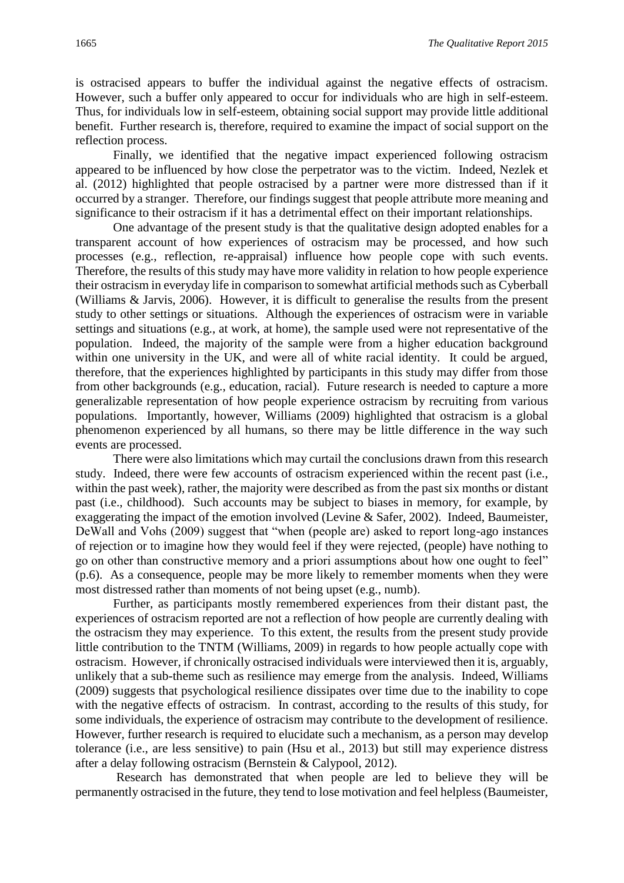is ostracised appears to buffer the individual against the negative effects of ostracism. However, such a buffer only appeared to occur for individuals who are high in self-esteem. Thus, for individuals low in self-esteem, obtaining social support may provide little additional benefit. Further research is, therefore, required to examine the impact of social support on the reflection process.

Finally, we identified that the negative impact experienced following ostracism appeared to be influenced by how close the perpetrator was to the victim. Indeed, Nezlek et al. (2012) highlighted that people ostracised by a partner were more distressed than if it occurred by a stranger. Therefore, our findings suggest that people attribute more meaning and significance to their ostracism if it has a detrimental effect on their important relationships.

One advantage of the present study is that the qualitative design adopted enables for a transparent account of how experiences of ostracism may be processed, and how such processes (e.g., reflection, re-appraisal) influence how people cope with such events. Therefore, the results of this study may have more validity in relation to how people experience their ostracism in everyday life in comparison to somewhat artificial methods such as Cyberball (Williams & Jarvis, 2006). However, it is difficult to generalise the results from the present study to other settings or situations. Although the experiences of ostracism were in variable settings and situations (e.g., at work, at home), the sample used were not representative of the population. Indeed, the majority of the sample were from a higher education background within one university in the UK, and were all of white racial identity. It could be argued, therefore, that the experiences highlighted by participants in this study may differ from those from other backgrounds (e.g., education, racial). Future research is needed to capture a more generalizable representation of how people experience ostracism by recruiting from various populations. Importantly, however, Williams (2009) highlighted that ostracism is a global phenomenon experienced by all humans, so there may be little difference in the way such events are processed.

There were also limitations which may curtail the conclusions drawn from this research study. Indeed, there were few accounts of ostracism experienced within the recent past (i.e., within the past week), rather, the majority were described as from the past six months or distant past (i.e., childhood). Such accounts may be subject to biases in memory, for example, by exaggerating the impact of the emotion involved (Levine & Safer, 2002). Indeed, Baumeister, DeWall and Vohs (2009) suggest that "when (people are) asked to report long-ago instances of rejection or to imagine how they would feel if they were rejected, (people) have nothing to go on other than constructive memory and a priori assumptions about how one ought to feel" (p.6). As a consequence, people may be more likely to remember moments when they were most distressed rather than moments of not being upset (e.g., numb).

Further, as participants mostly remembered experiences from their distant past, the experiences of ostracism reported are not a reflection of how people are currently dealing with the ostracism they may experience. To this extent, the results from the present study provide little contribution to the TNTM (Williams, 2009) in regards to how people actually cope with ostracism. However, if chronically ostracised individuals were interviewed then it is, arguably, unlikely that a sub-theme such as resilience may emerge from the analysis. Indeed, Williams (2009) suggests that psychological resilience dissipates over time due to the inability to cope with the negative effects of ostracism. In contrast, according to the results of this study, for some individuals, the experience of ostracism may contribute to the development of resilience. However, further research is required to elucidate such a mechanism, as a person may develop tolerance (i.e., are less sensitive) to pain (Hsu et al., 2013) but still may experience distress after a delay following ostracism (Bernstein & Calypool, 2012).

Research has demonstrated that when people are led to believe they will be permanently ostracised in the future, they tend to lose motivation and feel helpless (Baumeister,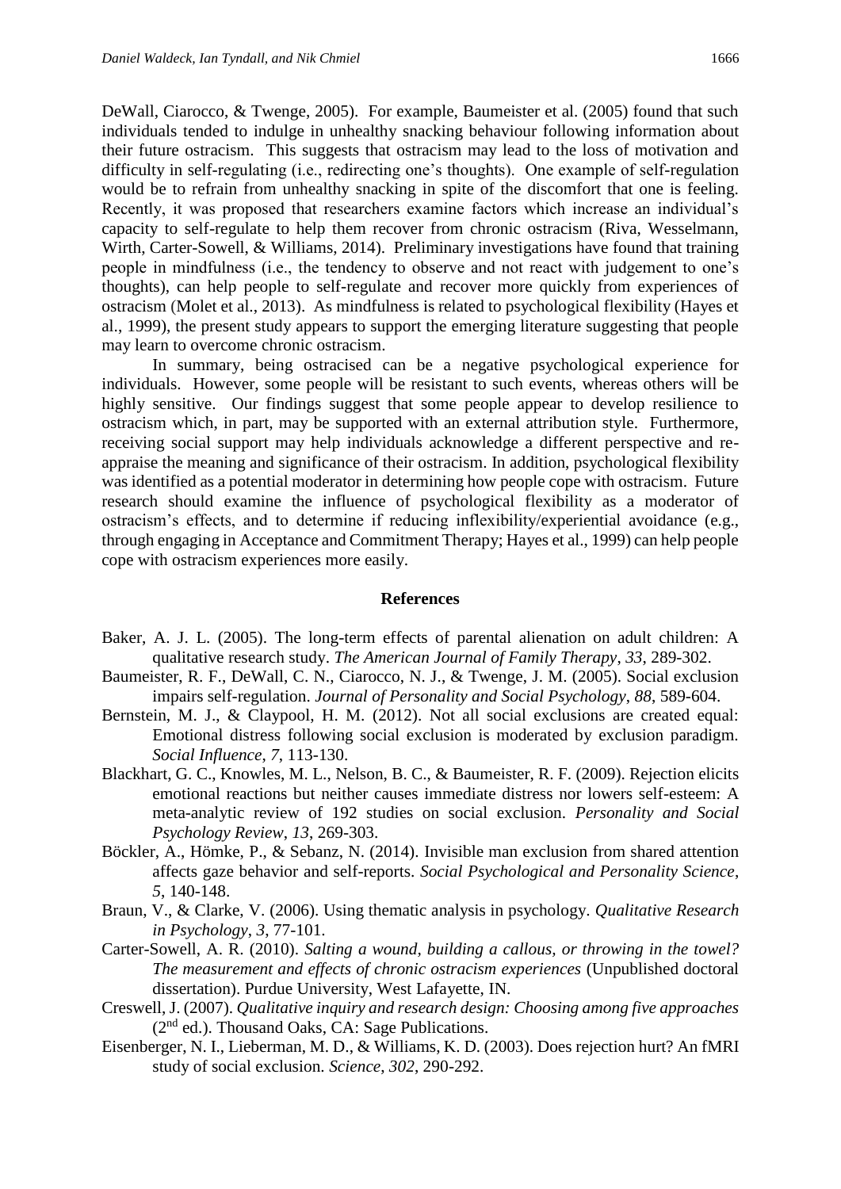DeWall, Ciarocco, & Twenge, 2005). For example, Baumeister et al. (2005) found that such individuals tended to indulge in unhealthy snacking behaviour following information about their future ostracism. This suggests that ostracism may lead to the loss of motivation and difficulty in self-regulating (i.e., redirecting one's thoughts). One example of self-regulation would be to refrain from unhealthy snacking in spite of the discomfort that one is feeling. Recently, it was proposed that researchers examine factors which increase an individual's capacity to self-regulate to help them recover from chronic ostracism (Riva, Wesselmann, Wirth, Carter-Sowell, & Williams, 2014). Preliminary investigations have found that training people in mindfulness (i.e., the tendency to observe and not react with judgement to one's thoughts), can help people to self-regulate and recover more quickly from experiences of ostracism (Molet et al., 2013). As mindfulness is related to psychological flexibility (Hayes et al., 1999), the present study appears to support the emerging literature suggesting that people may learn to overcome chronic ostracism.

In summary, being ostracised can be a negative psychological experience for individuals. However, some people will be resistant to such events, whereas others will be highly sensitive. Our findings suggest that some people appear to develop resilience to ostracism which, in part, may be supported with an external attribution style. Furthermore, receiving social support may help individuals acknowledge a different perspective and re-appraise the meaning and significance of their ostracism. In addition, psychological flexibility was identified as a potential moderator in determining how people cope with ostracism. Future research should examine the influence of psychological flexibility as a moderator of ostracism's effects, and to determine if reducing inflexibility/experiential avoidance (e.g., through engaging in Acceptance and Commitment Therapy; Hayes et al., 1999) can help people cope with ostracism experiences more easily.

## References

Baker, A. J. L. (2005). The long-term effects of parental alienation on adult children: A qualitative research study. *The American Journal of Family Therapy*, *33*, 289-302.

Baumeister, R. F., DeWall, C. N., Ciarocco, N. J., & Twenge, J. M. (2005). Social exclusion impairs self-regulation. *Journal of Personality and Social Psychology*, *88*, 589-604.

Bernstein, M. J., & Claypool, H. M. (2012). Not all social exclusions are created equal: Emotional distress following social exclusion is moderated by exclusion paradigm. *Social Influence*, *7*, 113-130.

Blackhart, G. C., Knowles, M. L., Nelson, B. C., & Baumeister, R. F. (2009). Rejection elicits emotional reactions but neither causes immediate distress nor lowers self-esteem: A meta-analytic review of 192 studies on social exclusion. *Personality and Social Psychology Review*, *13*, 269-303.

Böckler, A., Hömke, P., & Sebanz, N. (2014). Invisible man exclusion from shared attention affects gaze behavior and self-reports. *Social Psychological and Personality Science*, *5*, 140-148.

Braun, V., & Clarke, V. (2006). Using thematic analysis in psychology. *Qualitative Research in Psychology*, *3*, 77-101.

Carter-Sowell, A. R. (2010). *Salting a wound, building a callous, or throwing in the towel? The measurement and effects of chronic ostracism experiences* (Unpublished doctoral dissertation). Purdue University, West Lafayette, IN.

Creswell, J. (2007). *Qualitative inquiry and research design: Choosing among five approaches* (2nd ed.). Thousand Oaks, CA: Sage Publications.

Eisenberger, N. I., Lieberman, M. D., & Williams, K. D. (2003). Does rejection hurt? An fMRI study of social exclusion. *Science*, *302*, 290-292.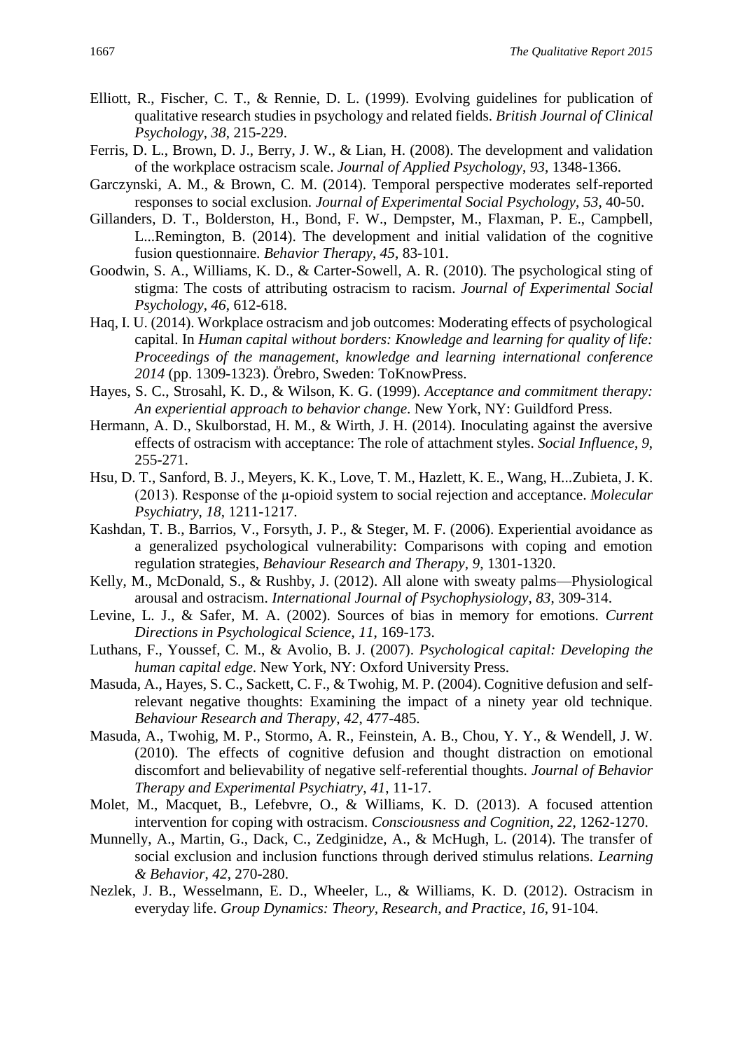Elliott, R., Fischer, C. T., & Rennie, D. L. (1999). Evolving guidelines for publication of qualitative research studies in psychology and related fields. *British Journal of Clinical Psychology*, *38*, 215-229.

Ferris, D. L., Brown, D. J., Berry, J. W., & Lian, H. (2008). The development and validation of the workplace ostracism scale. *Journal of Applied Psychology*, *93*, 1348-1366.

Garczynski, A. M., & Brown, C. M. (2014). Temporal perspective moderates self-reported responses to social exclusion. *Journal of Experimental Social Psychology*, *53*, 40-50.

Gillanders, D. T., Bolderston, H., Bond, F. W., Dempster, M., Flaxman, P. E., Campbell, L...Remington, B. (2014). The development and initial validation of the cognitive fusion questionnaire. *Behavior Therapy*, *45*, 83-101.

Goodwin, S. A., Williams, K. D., & Carter-Sowell, A. R. (2010). The psychological sting of stigma: The costs of attributing ostracism to racism. *Journal of Experimental Social Psychology*, *46*, 612-618.

Haq, I. U. (2014). Workplace ostracism and job outcomes: Moderating effects of psychological capital. In *Human capital without borders: Knowledge and learning for quality of life: Proceedings of the management, knowledge and learning international conference 2014* (pp. 1309-1323). Örebro, Sweden: ToKnowPress.

Hayes, S. C., Strosahl, K. D., & Wilson, K. G. (1999). *Acceptance and commitment therapy: An experiential approach to behavior change*. New York, NY: Guildford Press.

Hermann, A. D., Skulborstad, H. M., & Wirth, J. H. (2014). Inoculating against the aversive effects of ostracism with acceptance: The role of attachment styles. *Social Influence*, *9*, 255-271.

Hsu, D. T., Sanford, B. J., Meyers, K. K., Love, T. M., Hazlett, K. E., Wang, H...Zubieta, J. K. (2013). Response of the μ-opioid system to social rejection and acceptance. *Molecular Psychiatry*, *18*, 1211-1217.

Kashdan, T. B., Barrios, V., Forsyth, J. P., & Steger, M. F. (2006). Experiential avoidance as a generalized psychological vulnerability: Comparisons with coping and emotion regulation strategies, *Behaviour Research and Therapy, 9*, 1301-1320.

Kelly, M., McDonald, S., & Rushby, J. (2012). All alone with sweaty palms—Physiological arousal and ostracism. *International Journal of Psychophysiology*, *83*, 309-314.

Levine, L. J., & Safer, M. A. (2002). Sources of bias in memory for emotions. *Current Directions in Psychological Science*, *11*, 169-173.

Luthans, F., Youssef, C. M., & Avolio, B. J. (2007). *Psychological capital: Developing the human capital edge*. New York, NY: Oxford University Press.

Masuda, A., Hayes, S. C., Sackett, C. F., & Twohig, M. P. (2004). Cognitive defusion and self-relevant negative thoughts: Examining the impact of a ninety year old technique. *Behaviour Research and Therapy*, *42*, 477-485.

Masuda, A., Twohig, M. P., Stormo, A. R., Feinstein, A. B., Chou, Y. Y., & Wendell, J. W. (2010). The effects of cognitive defusion and thought distraction on emotional discomfort and believability of negative self-referential thoughts. *Journal of Behavior Therapy and Experimental Psychiatry*, *41*, 11-17.

Molet, M., Macquet, B., Lefebvre, O., & Williams, K. D. (2013). A focused attention intervention for coping with ostracism. *Consciousness and Cognition, 22*, 1262-1270.

Munnelly, A., Martin, G., Dack, C., Zedginidze, A., & McHugh, L. (2014). The transfer of social exclusion and inclusion functions through derived stimulus relations. *Learning & Behavior*, *42*, 270-280.

Nezlek, J. B., Wesselmann, E. D., Wheeler, L., & Williams, K. D. (2012). Ostracism in everyday life. *Group Dynamics: Theory, Research, and Practice*, *16*, 91-104.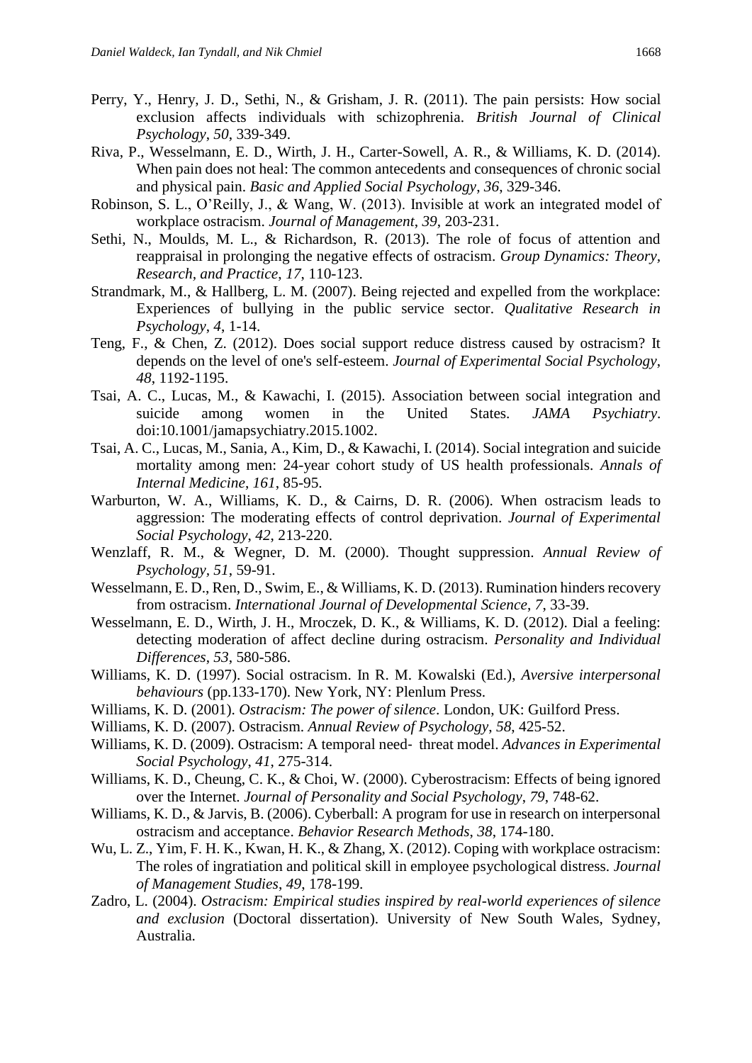Perry, Y., Henry, J. D., Sethi, N., & Grisham, J. R. (2011). The pain persists: How social exclusion affects individuals with schizophrenia. *British Journal of Clinical Psychology*, *50*, 339-349.

Riva, P., Wesselmann, E. D., Wirth, J. H., Carter-Sowell, A. R., & Williams, K. D. (2014). When pain does not heal: The common antecedents and consequences of chronic social and physical pain. *Basic and Applied Social Psychology*, *36*, 329-346.

Robinson, S. L., O'Reilly, J., & Wang, W. (2013). Invisible at work an integrated model of workplace ostracism. *Journal of Management*, *39*, 203-231.

Sethi, N., Moulds, M. L., & Richardson, R. (2013). The role of focus of attention and reappraisal in prolonging the negative effects of ostracism. *Group Dynamics: Theory, Research, and Practice*, *17*, 110-123.

Strandmark, M., & Hallberg, L. M. (2007). Being rejected and expelled from the workplace: Experiences of bullying in the public service sector. *Qualitative Research in Psychology*, *4*, 1-14.

Teng, F., & Chen, Z. (2012). Does social support reduce distress caused by ostracism? It depends on the level of one's self-esteem. *Journal of Experimental Social Psychology*, *48*, 1192-1195.

Tsai, A. C., Lucas, M., & Kawachi, I. (2015). Association between social integration and suicide among women in the United States. *JAMA Psychiatry*. doi:10.1001/jamapsychiatry.2015.1002.

Tsai, A. C., Lucas, M., Sania, A., Kim, D., & Kawachi, I. (2014). Social integration and suicide mortality among men: 24-year cohort study of US health professionals. *Annals of Internal Medicine*, *161*, 85-95.

Warburton, W. A., Williams, K. D., & Cairns, D. R. (2006). When ostracism leads to aggression: The moderating effects of control deprivation. *Journal of Experimental Social Psychology*, *42*, 213-220.

Wenzlaff, R. M., & Wegner, D. M. (2000). Thought suppression. *Annual Review of Psychology*, *51*, 59-91.

Wesselmann, E. D., Ren, D., Swim, E., & Williams, K. D. (2013). Rumination hinders recovery from ostracism. *International Journal of Developmental Science*, *7*, 33-39.

Wesselmann, E. D., Wirth, J. H., Mroczek, D. K., & Williams, K. D. (2012). Dial a feeling: detecting moderation of affect decline during ostracism. *Personality and Individual Differences*, *53*, 580-586.

Williams, K. D. (1997). Social ostracism. In R. M. Kowalski (Ed.), *Aversive interpersonal behaviours* (pp.133-170). New York, NY: Plenlum Press.

Williams, K. D. (2001). *Ostracism: The power of silence*. London, UK: Guilford Press.

Williams, K. D. (2007). Ostracism. *Annual Review of Psychology*, *58*, 425-52.

Williams, K. D. (2009). Ostracism: A temporal need‐ threat model. *Advances in Experimental Social Psychology*, *41*, 275-314.

Williams, K. D., Cheung, C. K., & Choi, W. (2000). Cyberostracism: Effects of being ignored over the Internet. *Journal of Personality and Social Psychology*, *79*, 748-62.

Williams, K. D., & Jarvis, B. (2006). Cyberball: A program for use in research on interpersonal ostracism and acceptance. *Behavior Research Methods*, *38*, 174-180.

Wu, L. Z., Yim, F. H. K., Kwan, H. K., & Zhang, X. (2012). Coping with workplace ostracism: The roles of ingratiation and political skill in employee psychological distress. *Journal of Management Studies*, *49*, 178-199.

Zadro, L. (2004). *Ostracism: Empirical studies inspired by real-world experiences of silence and exclusion* (Doctoral dissertation). University of New South Wales, Sydney, Australia.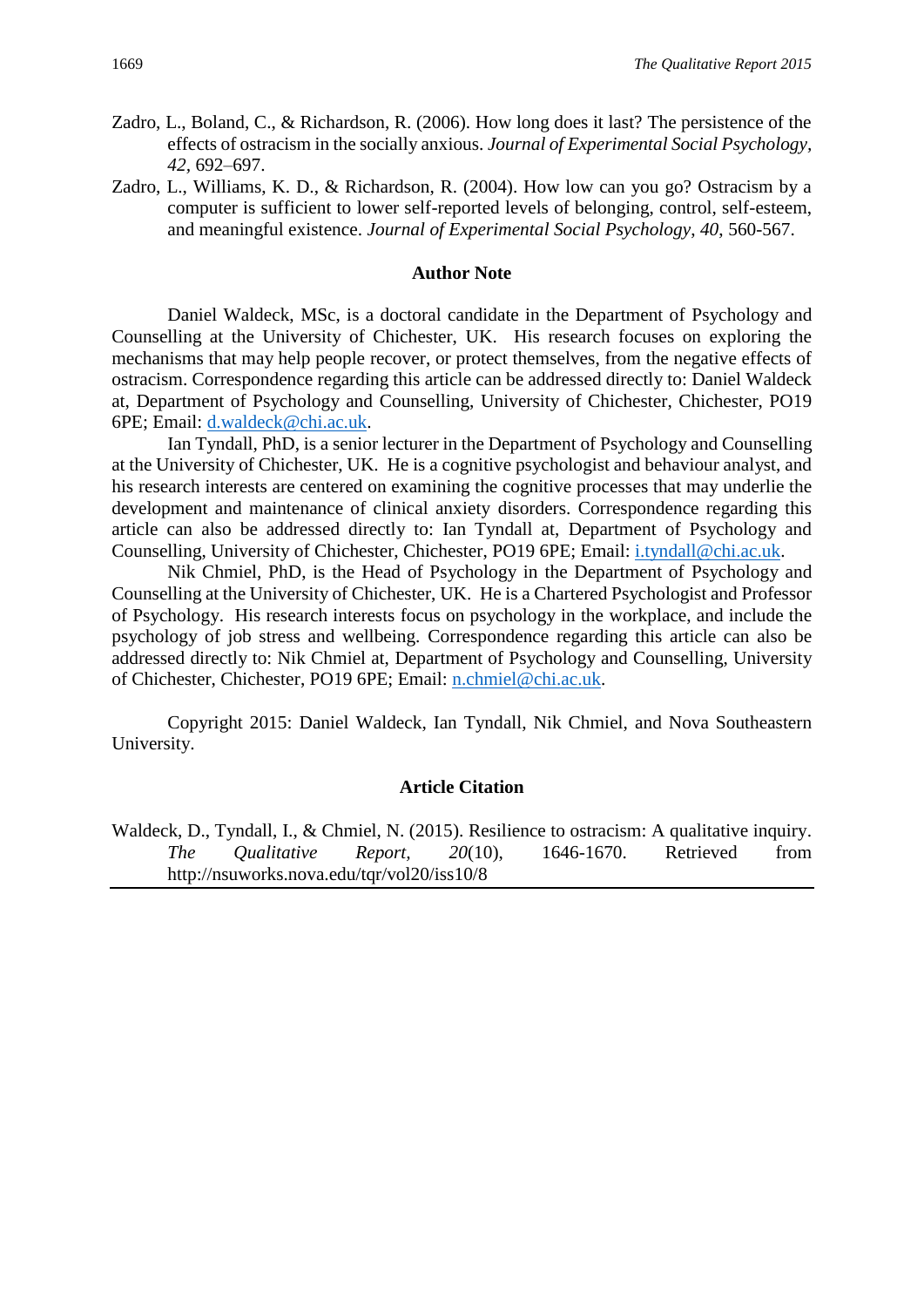Zadro, L., Boland, C., & Richardson, R. (2006). How long does it last? The persistence of the effects of ostracism in the socially anxious. *Journal of Experimental Social Psychology*, *42*, 692–697.

Zadro, L., Williams, K. D., & Richardson, R. (2004). How low can you go? Ostracism by a computer is sufficient to lower self-reported levels of belonging, control, self-esteem, and meaningful existence. *Journal of Experimental Social Psychology*, *40*, 560-567.

## Author Note

Daniel Waldeck, MSc, is a doctoral candidate in the Department of Psychology and Counselling at the University of Chichester, UK. His research focuses on exploring the mechanisms that may help people recover, or protect themselves, from the negative effects of ostracism. Correspondence regarding this article can be addressed directly to: Daniel Waldeck at, Department of Psychology and Counselling, University of Chichester, Chichester, PO19 6PE; Email: d.waldeck@chi.ac.uk.

Ian Tyndall, PhD, is a senior lecturer in the Department of Psychology and Counselling at the University of Chichester, UK. He is a cognitive psychologist and behaviour analyst, and his research interests are centered on examining the cognitive processes that may underlie the development and maintenance of clinical anxiety disorders. Correspondence regarding this article can also be addressed directly to: Ian Tyndall at, Department of Psychology and Counselling, University of Chichester, Chichester, PO19 6PE; Email: i.tyndall@chi.ac.uk.

Nik Chmiel, PhD, is the Head of Psychology in the Department of Psychology and Counselling at the University of Chichester, UK. He is a Chartered Psychologist and Professor of Psychology. His research interests focus on psychology in the workplace, and include the psychology of job stress and wellbeing. Correspondence regarding this article can also be addressed directly to: Nik Chmiel at, Department of Psychology and Counselling, University of Chichester, Chichester, PO19 6PE; Email: n.chmiel@chi.ac.uk.

Copyright 2015: Daniel Waldeck, Ian Tyndall, Nik Chmiel, and Nova Southeastern University.

## Article Citation

Waldeck, D., Tyndall, I., & Chmiel, N. (2015). Resilience to ostracism: A qualitative inquiry. *The Qualitative Report, 20*(10), 1646-1670. Retrieved from http://nsuworks.nova.edu/tqr/vol20/iss10/8